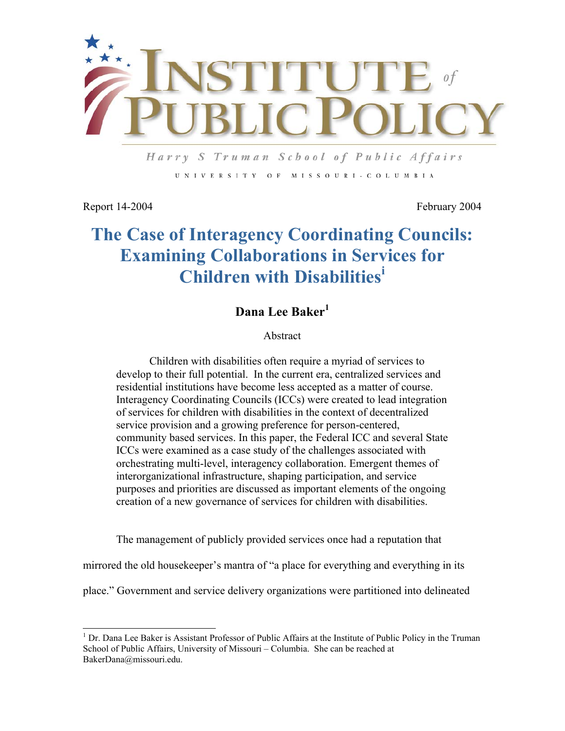# INSTITUTE of PUBLIC POLICY

Harry S Truman School of Public Affairs

UNIVERSITY OF MISSOURI-COLUMBIA

Report 14-2004 February 2004

# The Case of Interagency Coordinating Councils: Examining Collaborations in Services for Children with Disabilities[i]

**Dana Lee Baker[1]**

Abstract

Children with disabilities often require a myriad of services to develop to their full potential. In the current era, centralized services and residential institutions have become less accepted as a matter of course. Interagency Coordinating Councils (ICCs) were created to lead integration of services for children with disabilities in the context of decentralized service provision and a growing preference for person-centered, community based services. In this paper, the Federal ICC and several State ICCs were examined as a case study of the challenges associated with orchestrating multi-level, interagency collaboration. Emergent themes of interorganizational infrastructure, shaping participation, and service purposes and priorities are discussed as important elements of the ongoing creation of a new governance of services for children with disabilities.

The management of publicly provided services once had a reputation that mirrored the old housekeeper's mantra of "a place for everything and everything in its place." Government and service delivery organizations were partitioned into delineated

---

[1] Dr. Dana Lee Baker is Assistant Professor of Public Affairs at the Institute of Public Policy in the Truman School of Public Affairs, University of Missouri – Columbia. She can be reached at BakerDana@missouri.edu.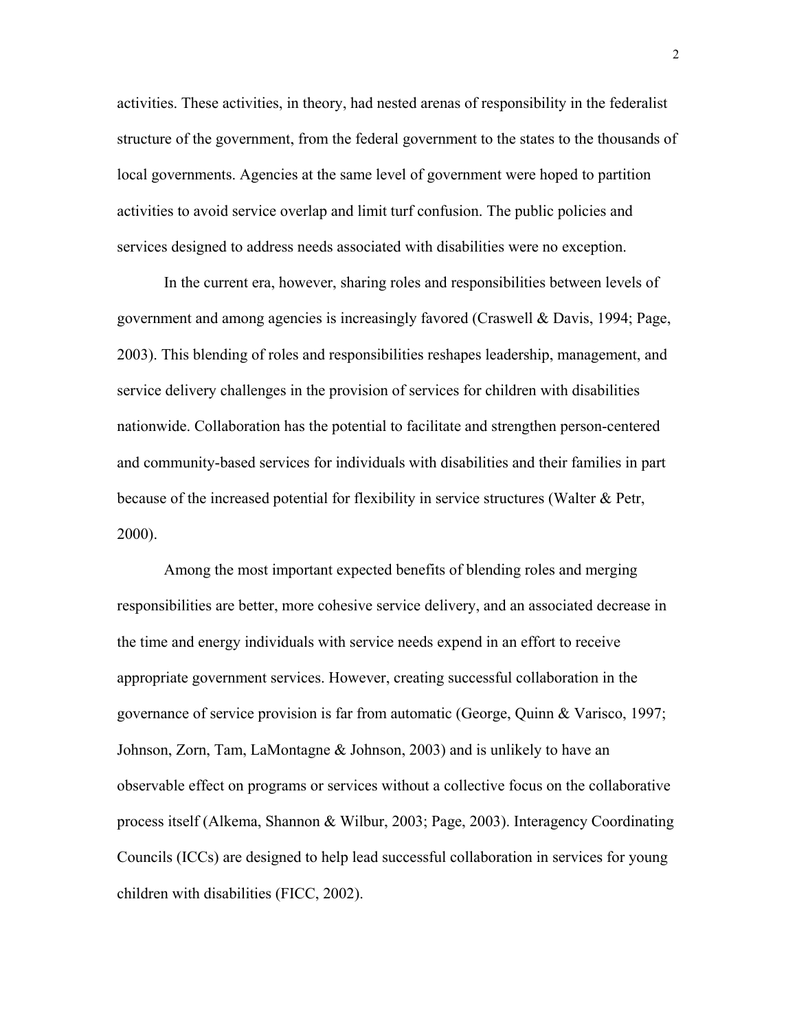activities. These activities, in theory, had nested arenas of responsibility in the federalist structure of the government, from the federal government to the states to the thousands of local governments. Agencies at the same level of government were hoped to partition activities to avoid service overlap and limit turf confusion. The public policies and services designed to address needs associated with disabilities were no exception.

In the current era, however, sharing roles and responsibilities between levels of government and among agencies is increasingly favored (Craswell & Davis, 1994; Page, 2003). This blending of roles and responsibilities reshapes leadership, management, and service delivery challenges in the provision of services for children with disabilities nationwide. Collaboration has the potential to facilitate and strengthen person-centered and community-based services for individuals with disabilities and their families in part because of the increased potential for flexibility in service structures (Walter & Petr, 2000).

Among the most important expected benefits of blending roles and merging responsibilities are better, more cohesive service delivery, and an associated decrease in the time and energy individuals with service needs expend in an effort to receive appropriate government services. However, creating successful collaboration in the governance of service provision is far from automatic (George, Quinn & Varisco, 1997; Johnson, Zorn, Tam, LaMontagne & Johnson, 2003) and is unlikely to have an observable effect on programs or services without a collective focus on the collaborative process itself (Alkema, Shannon & Wilbur, 2003; Page, 2003). Interagency Coordinating Councils (ICCs) are designed to help lead successful collaboration in services for young children with disabilities (FICC, 2002).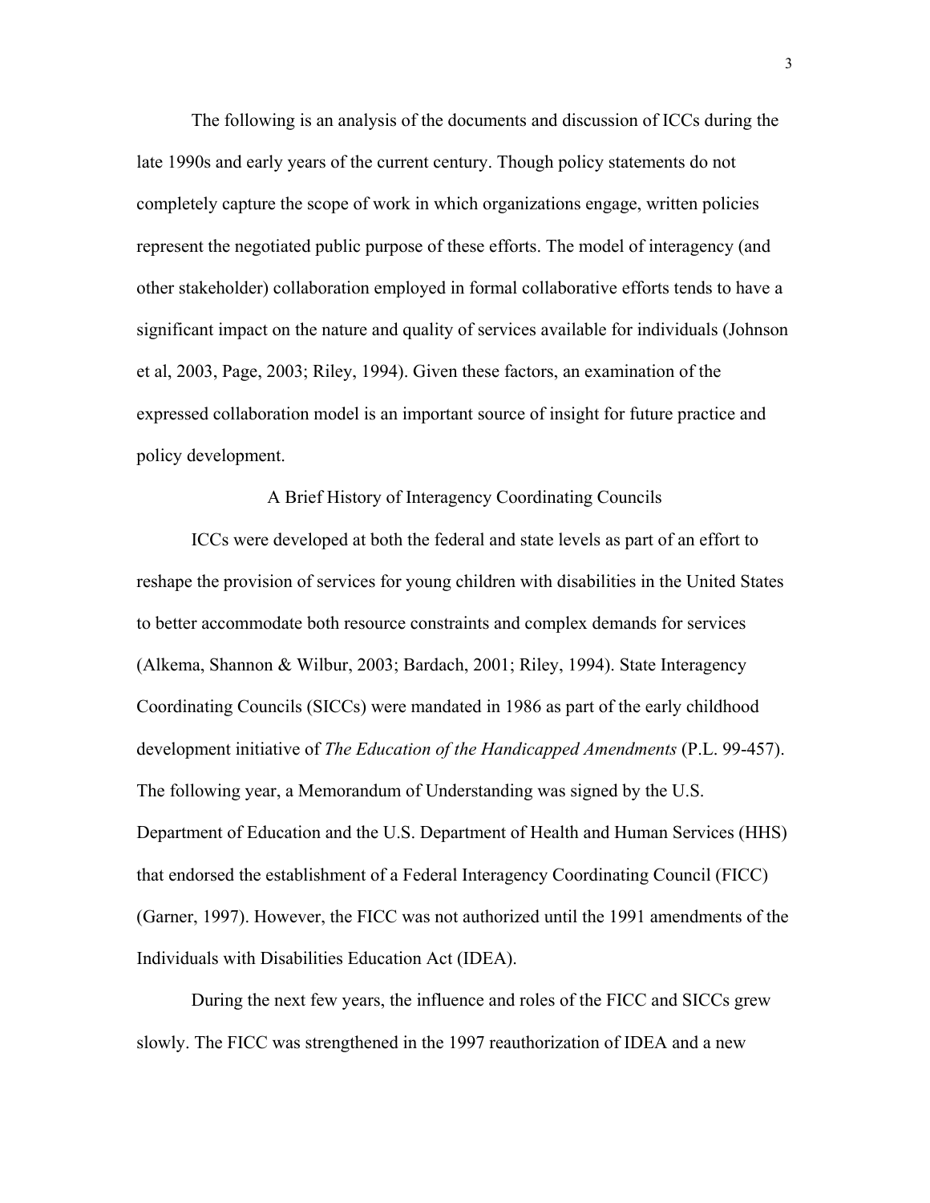The following is an analysis of the documents and discussion of ICCs during the late 1990s and early years of the current century. Though policy statements do not completely capture the scope of work in which organizations engage, written policies represent the negotiated public purpose of these efforts. The model of interagency (and other stakeholder) collaboration employed in formal collaborative efforts tends to have a significant impact on the nature and quality of services available for individuals (Johnson et al, 2003, Page, 2003; Riley, 1994). Given these factors, an examination of the expressed collaboration model is an important source of insight for future practice and policy development.

## A Brief History of Interagency Coordinating Councils

ICCs were developed at both the federal and state levels as part of an effort to reshape the provision of services for young children with disabilities in the United States to better accommodate both resource constraints and complex demands for services (Alkema, Shannon & Wilbur, 2003; Bardach, 2001; Riley, 1994). State Interagency Coordinating Councils (SICCs) were mandated in 1986 as part of the early childhood development initiative of *The Education of the Handicapped Amendments* (P.L. 99-457). The following year, a Memorandum of Understanding was signed by the U.S. Department of Education and the U.S. Department of Health and Human Services (HHS) that endorsed the establishment of a Federal Interagency Coordinating Council (FICC) (Garner, 1997). However, the FICC was not authorized until the 1991 amendments of the Individuals with Disabilities Education Act (IDEA).

During the next few years, the influence and roles of the FICC and SICCs grew slowly. The FICC was strengthened in the 1997 reauthorization of IDEA and a new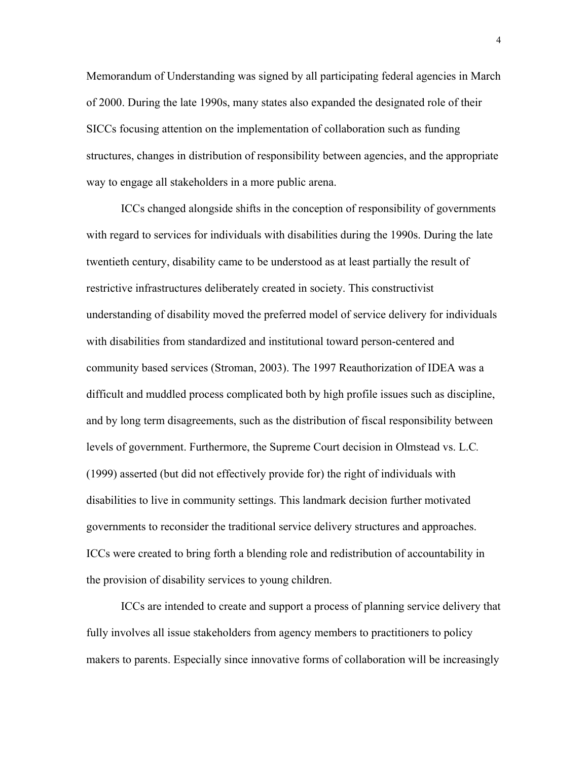Memorandum of Understanding was signed by all participating federal agencies in March of 2000. During the late 1990s, many states also expanded the designated role of their SICCs focusing attention on the implementation of collaboration such as funding structures, changes in distribution of responsibility between agencies, and the appropriate way to engage all stakeholders in a more public arena.

ICCs changed alongside shifts in the conception of responsibility of governments with regard to services for individuals with disabilities during the 1990s. During the late twentieth century, disability came to be understood as at least partially the result of restrictive infrastructures deliberately created in society. This constructivist understanding of disability moved the preferred model of service delivery for individuals with disabilities from standardized and institutional toward person-centered and community based services (Stroman, 2003). The 1997 Reauthorization of IDEA was a difficult and muddled process complicated both by high profile issues such as discipline, and by long term disagreements, such as the distribution of fiscal responsibility between levels of government. Furthermore, the Supreme Court decision in Olmstead vs. L.C. (1999) asserted (but did not effectively provide for) the right of individuals with disabilities to live in community settings. This landmark decision further motivated governments to reconsider the traditional service delivery structures and approaches. ICCs were created to bring forth a blending role and redistribution of accountability in the provision of disability services to young children.

ICCs are intended to create and support a process of planning service delivery that fully involves all issue stakeholders from agency members to practitioners to policy makers to parents. Especially since innovative forms of collaboration will be increasingly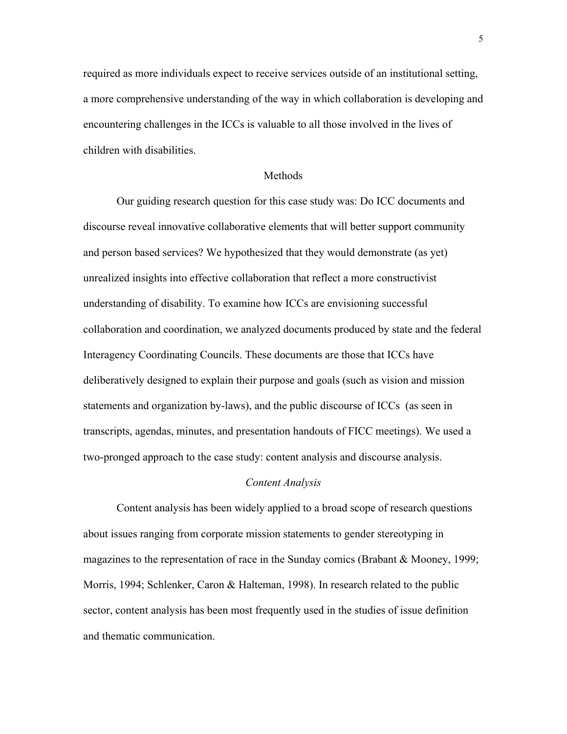required as more individuals expect to receive services outside of an institutional setting, a more comprehensive understanding of the way in which collaboration is developing and encountering challenges in the ICCs is valuable to all those involved in the lives of children with disabilities.

## Methods

Our guiding research question for this case study was: Do ICC documents and discourse reveal innovative collaborative elements that will better support community and person based services? We hypothesized that they would demonstrate (as yet) unrealized insights into effective collaboration that reflect a more constructivist understanding of disability. To examine how ICCs are envisioning successful collaboration and coordination, we analyzed documents produced by state and the federal Interagency Coordinating Councils. These documents are those that ICCs have deliberatively designed to explain their purpose and goals (such as vision and mission statements and organization by-laws), and the public discourse of ICCs (as seen in transcripts, agendas, minutes, and presentation handouts of FICC meetings). We used a two-pronged approach to the case study: content analysis and discourse analysis.

### *Content Analysis*

Content analysis has been widely applied to a broad scope of research questions about issues ranging from corporate mission statements to gender stereotyping in magazines to the representation of race in the Sunday comics (Brabant & Mooney, 1999; Morris, 1994; Schlenker, Caron & Halteman, 1998). In research related to the public sector, content analysis has been most frequently used in the studies of issue definition and thematic communication.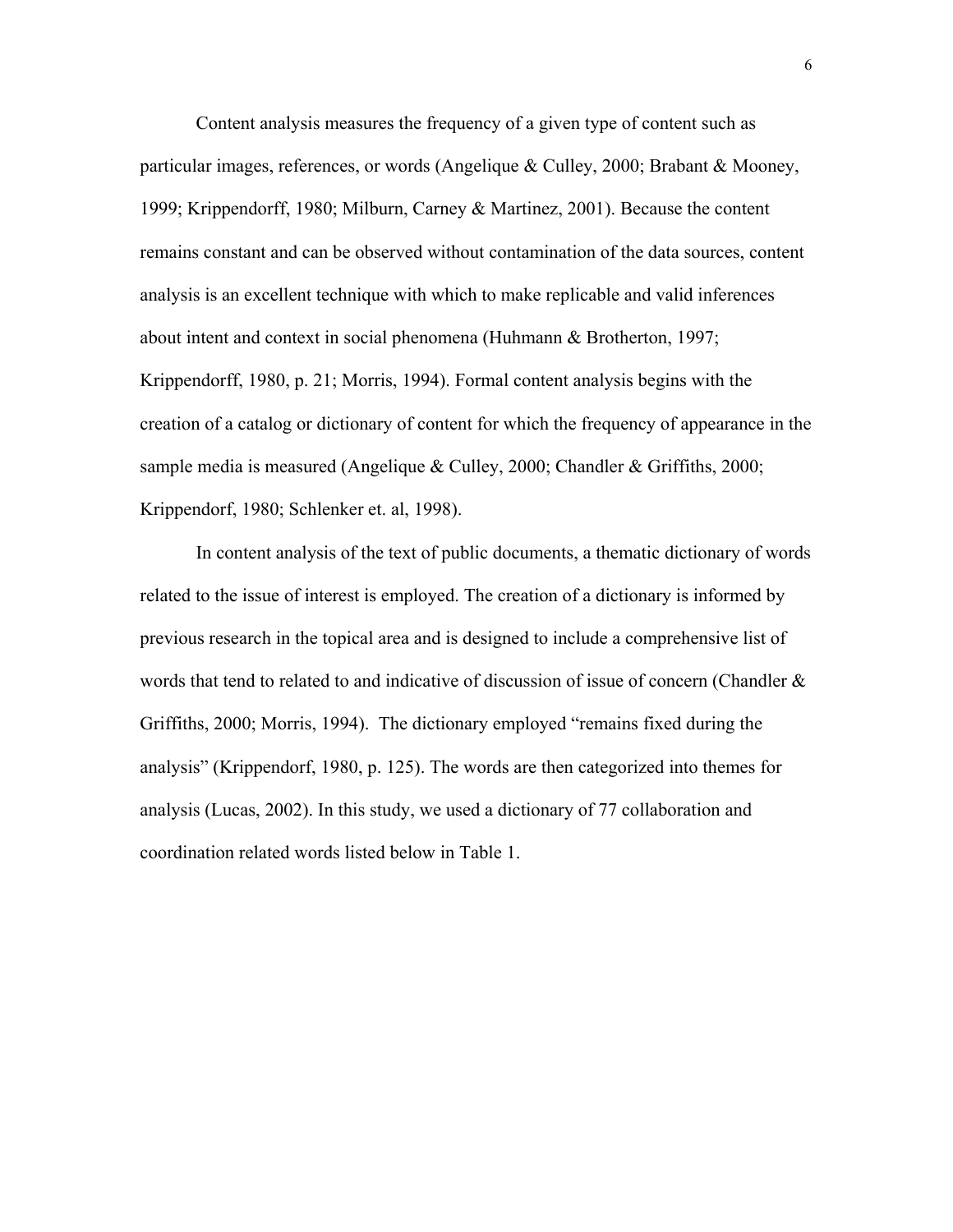Content analysis measures the frequency of a given type of content such as particular images, references, or words (Angelique & Culley, 2000; Brabant & Mooney, 1999; Krippendorff, 1980; Milburn, Carney & Martinez, 2001). Because the content remains constant and can be observed without contamination of the data sources, content analysis is an excellent technique with which to make replicable and valid inferences about intent and context in social phenomena (Huhmann & Brotherton, 1997; Krippendorff, 1980, p. 21; Morris, 1994). Formal content analysis begins with the creation of a catalog or dictionary of content for which the frequency of appearance in the sample media is measured (Angelique & Culley, 2000; Chandler & Griffiths, 2000; Krippendorf, 1980; Schlenker et. al, 1998).

In content analysis of the text of public documents, a thematic dictionary of words related to the issue of interest is employed. The creation of a dictionary is informed by previous research in the topical area and is designed to include a comprehensive list of words that tend to related to and indicative of discussion of issue of concern (Chandler & Griffiths, 2000; Morris, 1994). The dictionary employed "remains fixed during the analysis" (Krippendorf, 1980, p. 125). The words are then categorized into themes for analysis (Lucas, 2002). In this study, we used a dictionary of 77 collaboration and coordination related words listed below in Table 1.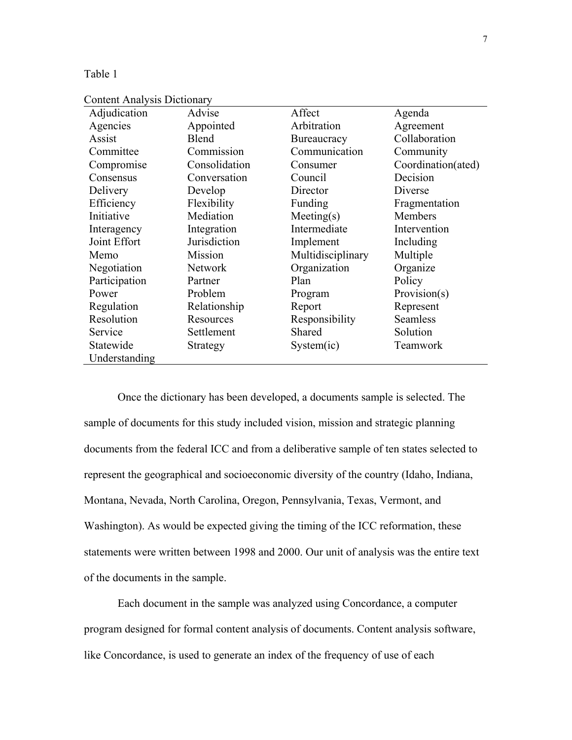Table 1

Content Analysis Dictionary

| | | | |
|---|---|---|---|
| Adjudication | Advise | Affect | Agenda |
| Agencies | Appointed | Arbitration | Agreement |
| Assist | Blend | Bureaucracy | Collaboration |
| Committee | Commission | Communication | Community |
| Compromise | Consolidation | Consumer | Coordination(ated) |
| Consensus | Conversation | Council | Decision |
| Delivery | Develop | Director | Diverse |
| Efficiency | Flexibility | Funding | Fragmentation |
| Initiative | Mediation | Meeting(s) | Members |
| Interagency | Integration | Intermediate | Intervention |
| Joint Effort | Jurisdiction | Implement | Including |
| Memo | Mission | Multidisciplinary | Multiple |
| Negotiation | Network | Organization | Organize |
| Participation | Partner | Plan | Policy |
| Power | Problem | Program | Provision(s) |
| Regulation | Relationship | Report | Represent |
| Resolution | Resources | Responsibility | Seamless |
| Service | Settlement | Shared | Solution |
| Statewide | Strategy | System(ic) | Teamwork |
| Understanding | | | |

Once the dictionary has been developed, a documents sample is selected. The sample of documents for this study included vision, mission and strategic planning documents from the federal ICC and from a deliberative sample of ten states selected to represent the geographical and socioeconomic diversity of the country (Idaho, Indiana, Montana, Nevada, North Carolina, Oregon, Pennsylvania, Texas, Vermont, and Washington). As would be expected giving the timing of the ICC reformation, these statements were written between 1998 and 2000. Our unit of analysis was the entire text of the documents in the sample.

Each document in the sample was analyzed using Concordance, a computer program designed for formal content analysis of documents. Content analysis software, like Concordance, is used to generate an index of the frequency of use of each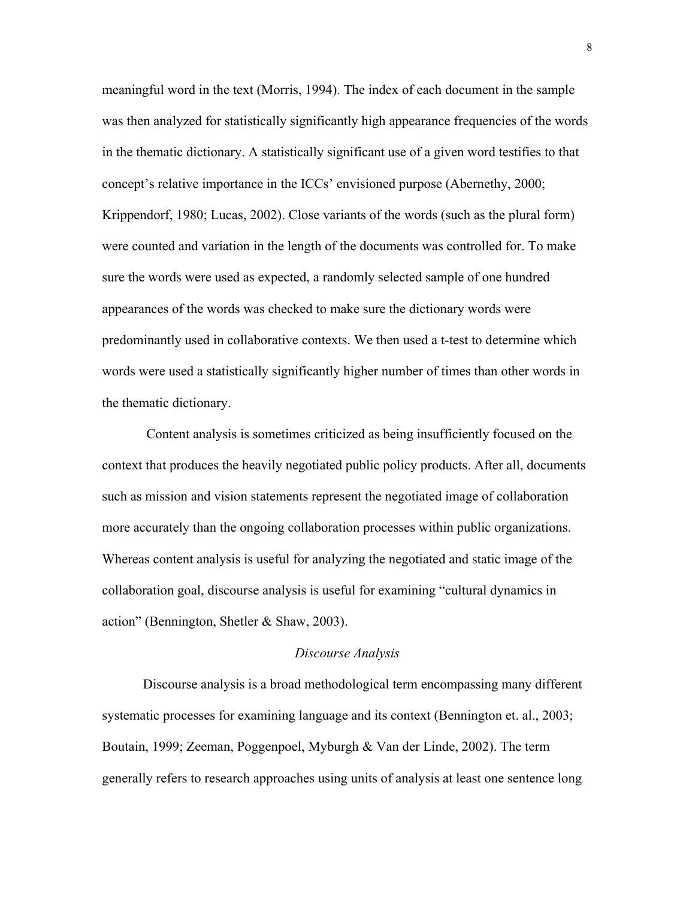meaningful word in the text (Morris, 1994). The index of each document in the sample was then analyzed for statistically significantly high appearance frequencies of the words in the thematic dictionary. A statistically significant use of a given word testifies to that concept's relative importance in the ICCs' envisioned purpose (Abernethy, 2000; Krippendorf, 1980; Lucas, 2002). Close variants of the words (such as the plural form) were counted and variation in the length of the documents was controlled for. To make sure the words were used as expected, a randomly selected sample of one hundred appearances of the words was checked to make sure the dictionary words were predominantly used in collaborative contexts. We then used a t-test to determine which words were used a statistically significantly higher number of times than other words in the thematic dictionary.

Content analysis is sometimes criticized as being insufficiently focused on the context that produces the heavily negotiated public policy products. After all, documents such as mission and vision statements represent the negotiated image of collaboration more accurately than the ongoing collaboration processes within public organizations. Whereas content analysis is useful for analyzing the negotiated and static image of the collaboration goal, discourse analysis is useful for examining "cultural dynamics in action" (Bennington, Shetler & Shaw, 2003).

### *Discourse Analysis*

Discourse analysis is a broad methodological term encompassing many different systematic processes for examining language and its context (Bennington et. al., 2003; Boutain, 1999; Zeeman, Poggenpoel, Myburgh & Van der Linde, 2002). The term generally refers to research approaches using units of analysis at least one sentence long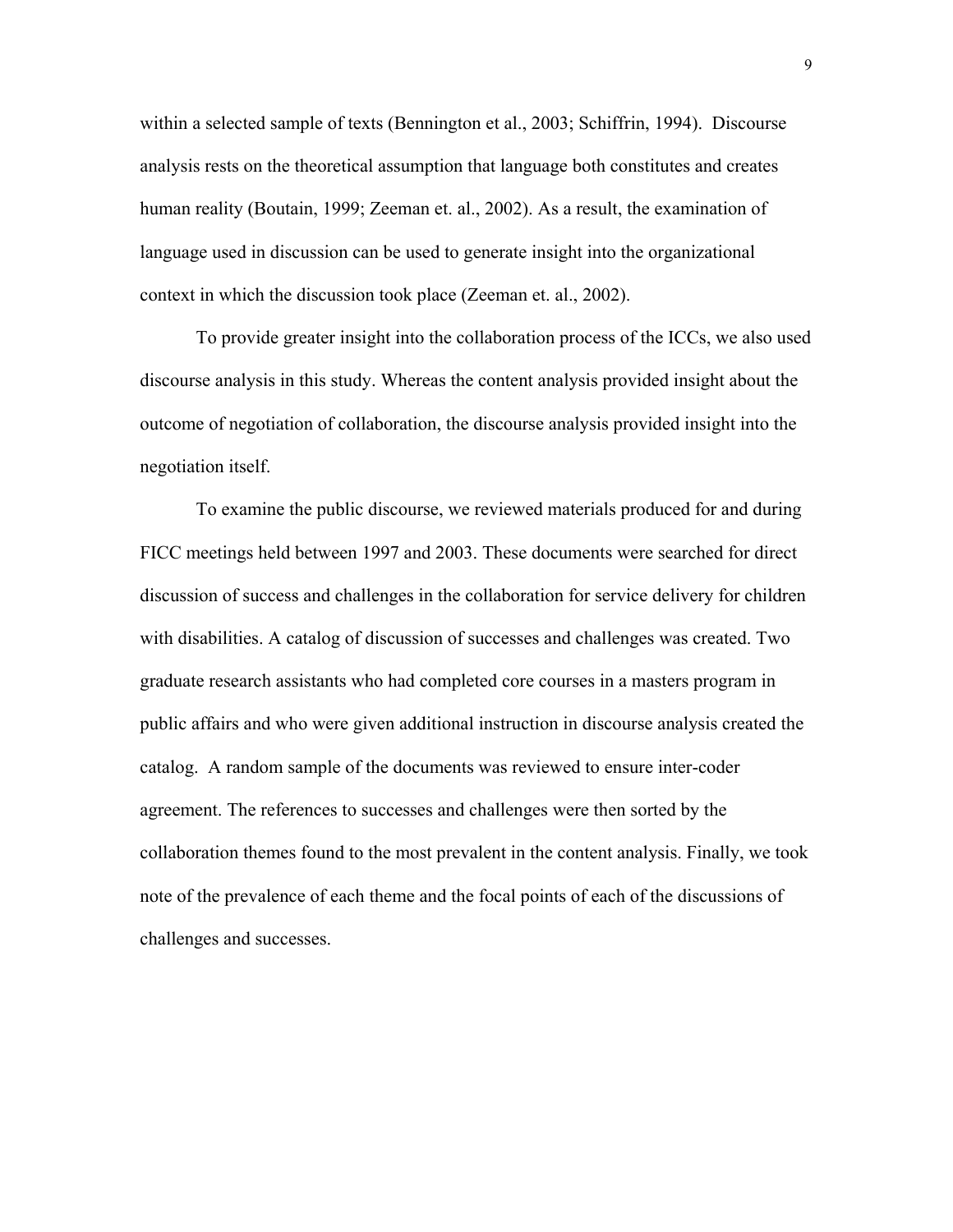within a selected sample of texts (Bennington et al., 2003; Schiffrin, 1994). Discourse analysis rests on the theoretical assumption that language both constitutes and creates human reality (Boutain, 1999; Zeeman et. al., 2002). As a result, the examination of language used in discussion can be used to generate insight into the organizational context in which the discussion took place (Zeeman et. al., 2002).

To provide greater insight into the collaboration process of the ICCs, we also used discourse analysis in this study. Whereas the content analysis provided insight about the outcome of negotiation of collaboration, the discourse analysis provided insight into the negotiation itself.

To examine the public discourse, we reviewed materials produced for and during FICC meetings held between 1997 and 2003. These documents were searched for direct discussion of success and challenges in the collaboration for service delivery for children with disabilities. A catalog of discussion of successes and challenges was created. Two graduate research assistants who had completed core courses in a masters program in public affairs and who were given additional instruction in discourse analysis created the catalog. A random sample of the documents was reviewed to ensure inter-coder agreement. The references to successes and challenges were then sorted by the collaboration themes found to the most prevalent in the content analysis. Finally, we took note of the prevalence of each theme and the focal points of each of the discussions of challenges and successes.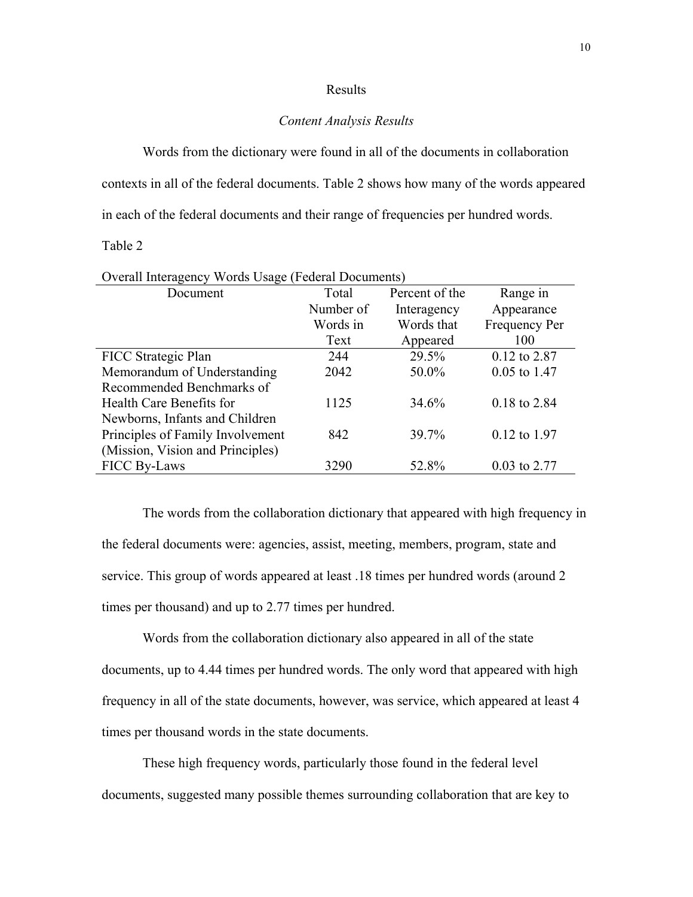# Results

*Content Analysis Results*

Words from the dictionary were found in all of the documents in collaboration contexts in all of the federal documents. Table 2 shows how many of the words appeared in each of the federal documents and their range of frequencies per hundred words.

Table 2

Overall Interagency Words Usage (Federal Documents)

| Document | Total Number of Words in Text | Percent of the Interagency Words that Appeared | Range in Appearance Frequency Per 100 |
|---|---|---|---|
| FICC Strategic Plan | 244 | 29.5% | 0.12 to 2.87 |
| Memorandum of Understanding | 2042 | 50.0% | 0.05 to 1.47 |
| Recommended Benchmarks of Health Care Benefits for Newborns, Infants and Children | 1125 | 34.6% | 0.18 to 2.84 |
| Principles of Family Involvement (Mission, Vision and Principles) | 842 | 39.7% | 0.12 to 1.97 |
| FICC By-Laws | 3290 | 52.8% | 0.03 to 2.77 |

The words from the collaboration dictionary that appeared with high frequency in the federal documents were: agencies, assist, meeting, members, program, state and service. This group of words appeared at least .18 times per hundred words (around 2 times per thousand) and up to 2.77 times per hundred.

Words from the collaboration dictionary also appeared in all of the state documents, up to 4.44 times per hundred words. The only word that appeared with high frequency in all of the state documents, however, was service, which appeared at least 4 times per thousand words in the state documents.

These high frequency words, particularly those found in the federal level documents, suggested many possible themes surrounding collaboration that are key to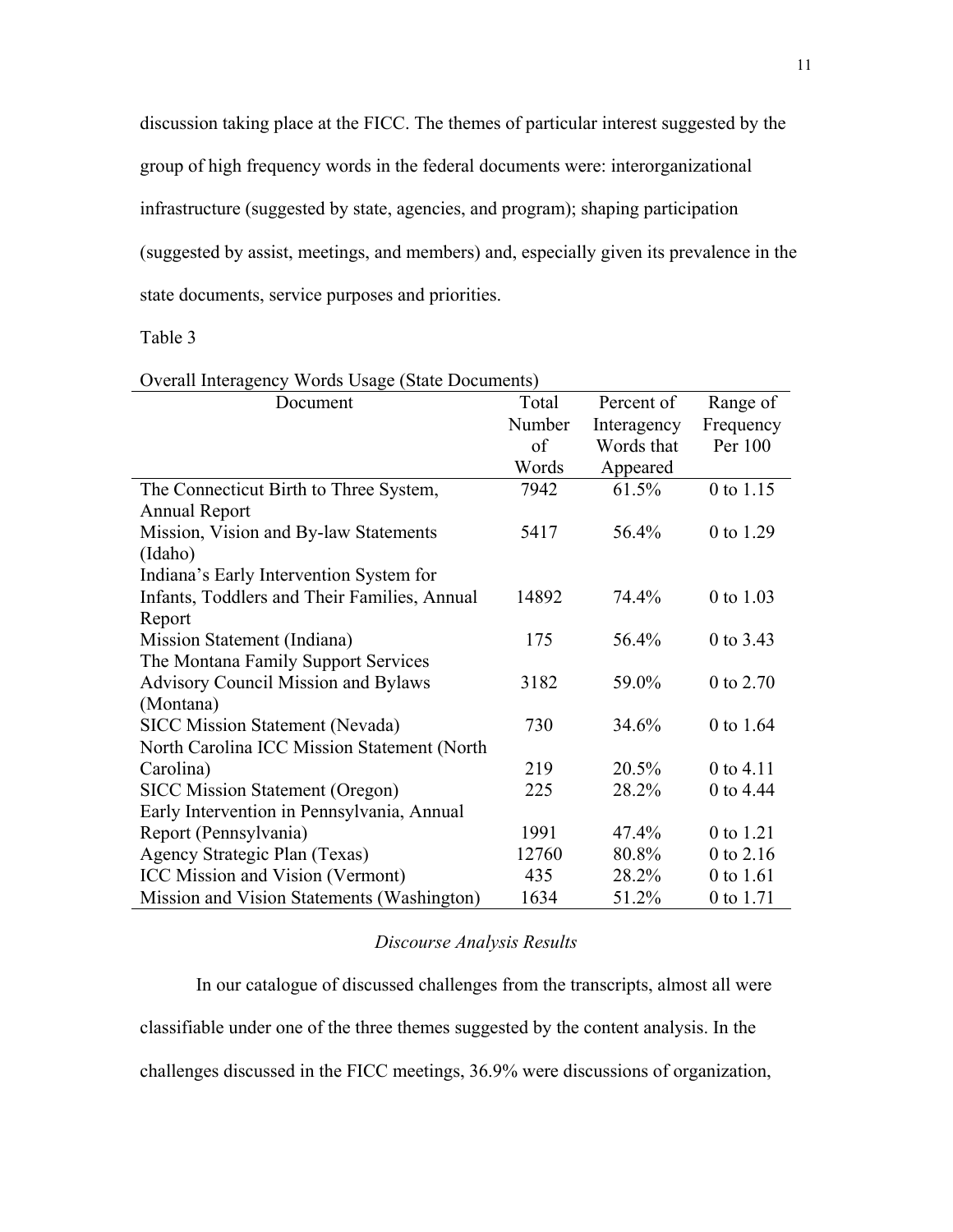discussion taking place at the FICC. The themes of particular interest suggested by the group of high frequency words in the federal documents were: interorganizational infrastructure (suggested by state, agencies, and program); shaping participation (suggested by assist, meetings, and members) and, especially given its prevalence in the state documents, service purposes and priorities.

Table 3

Overall Interagency Words Usage (State Documents)

| Document | Total Number of Words | Percent of Interagency Words that Appeared | Range of Frequency Per 100 |
|---|---|---|---|
| The Connecticut Birth to Three System, Annual Report | 7942 | 61.5% | 0 to 1.15 |
| Mission, Vision and By-law Statements (Idaho) | 5417 | 56.4% | 0 to 1.29 |
| Indiana's Early Intervention System for Infants, Toddlers and Their Families, Annual Report | 14892 | 74.4% | 0 to 1.03 |
| Mission Statement (Indiana) | 175 | 56.4% | 0 to 3.43 |
| The Montana Family Support Services Advisory Council Mission and Bylaws (Montana) | 3182 | 59.0% | 0 to 2.70 |
| SICC Mission Statement (Nevada) | 730 | 34.6% | 0 to 1.64 |
| North Carolina ICC Mission Statement (North Carolina) | 219 | 20.5% | 0 to 4.11 |
| SICC Mission Statement (Oregon) | 225 | 28.2% | 0 to 4.44 |
| Early Intervention in Pennsylvania, Annual Report (Pennsylvania) | 1991 | 47.4% | 0 to 1.21 |
| Agency Strategic Plan (Texas) | 12760 | 80.8% | 0 to 2.16 |
| ICC Mission and Vision (Vermont) | 435 | 28.2% | 0 to 1.61 |
| Mission and Vision Statements (Washington) | 1634 | 51.2% | 0 to 1.71 |

### *Discourse Analysis Results*

In our catalogue of discussed challenges from the transcripts, almost all were classifiable under one of the three themes suggested by the content analysis. In the challenges discussed in the FICC meetings, 36.9% were discussions of organization,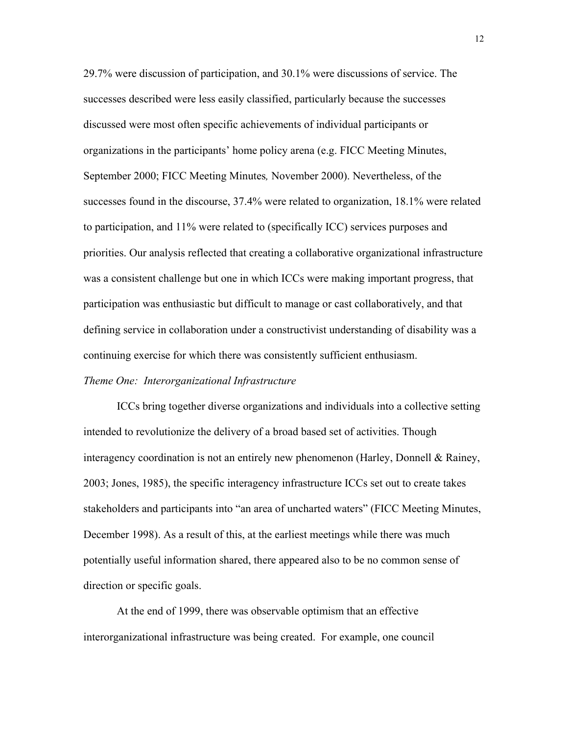29.7% were discussion of participation, and 30.1% were discussions of service. The successes described were less easily classified, particularly because the successes discussed were most often specific achievements of individual participants or organizations in the participants' home policy arena (e.g. FICC Meeting Minutes, September 2000; FICC Meeting Minutes*,* November 2000). Nevertheless, of the successes found in the discourse, 37.4% were related to organization, 18.1% were related to participation, and 11% were related to (specifically ICC) services purposes and priorities. Our analysis reflected that creating a collaborative organizational infrastructure was a consistent challenge but one in which ICCs were making important progress, that participation was enthusiastic but difficult to manage or cast collaboratively, and that defining service in collaboration under a constructivist understanding of disability was a continuing exercise for which there was consistently sufficient enthusiasm.

*Theme One: Interorganizational Infrastructure*

ICCs bring together diverse organizations and individuals into a collective setting intended to revolutionize the delivery of a broad based set of activities. Though interagency coordination is not an entirely new phenomenon (Harley, Donnell & Rainey, 2003; Jones, 1985), the specific interagency infrastructure ICCs set out to create takes stakeholders and participants into "an area of uncharted waters" (FICC Meeting Minutes, December 1998). As a result of this, at the earliest meetings while there was much potentially useful information shared, there appeared also to be no common sense of direction or specific goals.

At the end of 1999, there was observable optimism that an effective interorganizational infrastructure was being created. For example, one council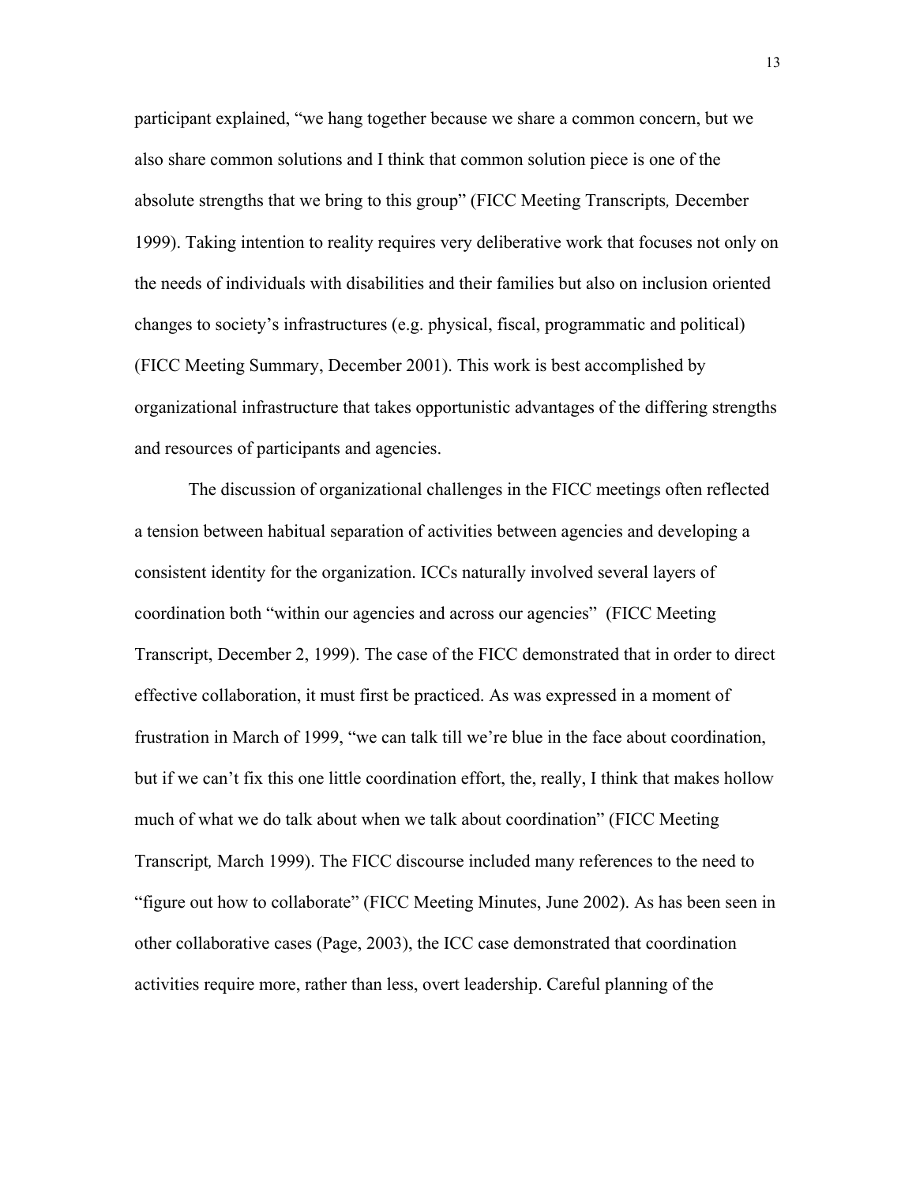participant explained, "we hang together because we share a common concern, but we also share common solutions and I think that common solution piece is one of the absolute strengths that we bring to this group" (FICC Meeting Transcripts*,* December 1999). Taking intention to reality requires very deliberative work that focuses not only on the needs of individuals with disabilities and their families but also on inclusion oriented changes to society's infrastructures (e.g. physical, fiscal, programmatic and political) (FICC Meeting Summary, December 2001). This work is best accomplished by organizational infrastructure that takes opportunistic advantages of the differing strengths and resources of participants and agencies.

The discussion of organizational challenges in the FICC meetings often reflected a tension between habitual separation of activities between agencies and developing a consistent identity for the organization. ICCs naturally involved several layers of coordination both "within our agencies and across our agencies" (FICC Meeting Transcript, December 2, 1999). The case of the FICC demonstrated that in order to direct effective collaboration, it must first be practiced. As was expressed in a moment of frustration in March of 1999, "we can talk till we're blue in the face about coordination, but if we can't fix this one little coordination effort, the, really, I think that makes hollow much of what we do talk about when we talk about coordination" (FICC Meeting Transcript*,* March 1999). The FICC discourse included many references to the need to "figure out how to collaborate" (FICC Meeting Minutes, June 2002). As has been seen in other collaborative cases (Page, 2003), the ICC case demonstrated that coordination activities require more, rather than less, overt leadership. Careful planning of the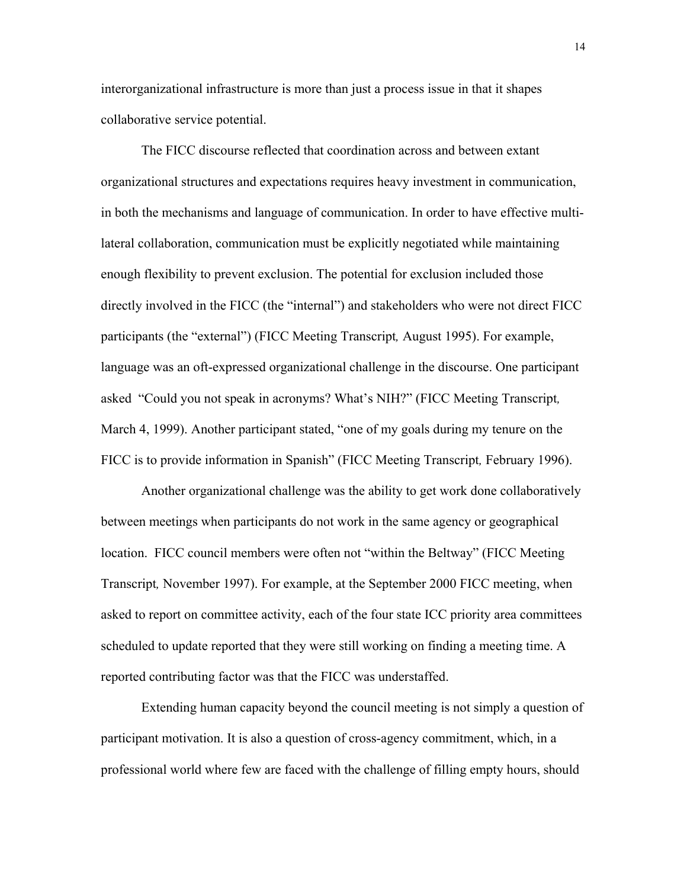interorganizational infrastructure is more than just a process issue in that it shapes collaborative service potential.

The FICC discourse reflected that coordination across and between extant organizational structures and expectations requires heavy investment in communication, in both the mechanisms and language of communication. In order to have effective multi-lateral collaboration, communication must be explicitly negotiated while maintaining enough flexibility to prevent exclusion. The potential for exclusion included those directly involved in the FICC (the "internal") and stakeholders who were not direct FICC participants (the "external") (FICC Meeting Transcript*,* August 1995). For example, language was an oft-expressed organizational challenge in the discourse. One participant asked "Could you not speak in acronyms? What's NIH?" (FICC Meeting Transcript*,* March 4, 1999). Another participant stated, "one of my goals during my tenure on the FICC is to provide information in Spanish" (FICC Meeting Transcript*,* February 1996).

Another organizational challenge was the ability to get work done collaboratively between meetings when participants do not work in the same agency or geographical location. FICC council members were often not "within the Beltway" (FICC Meeting Transcript*,* November 1997). For example, at the September 2000 FICC meeting, when asked to report on committee activity, each of the four state ICC priority area committees scheduled to update reported that they were still working on finding a meeting time. A reported contributing factor was that the FICC was understaffed.

Extending human capacity beyond the council meeting is not simply a question of participant motivation. It is also a question of cross-agency commitment, which, in a professional world where few are faced with the challenge of filling empty hours, should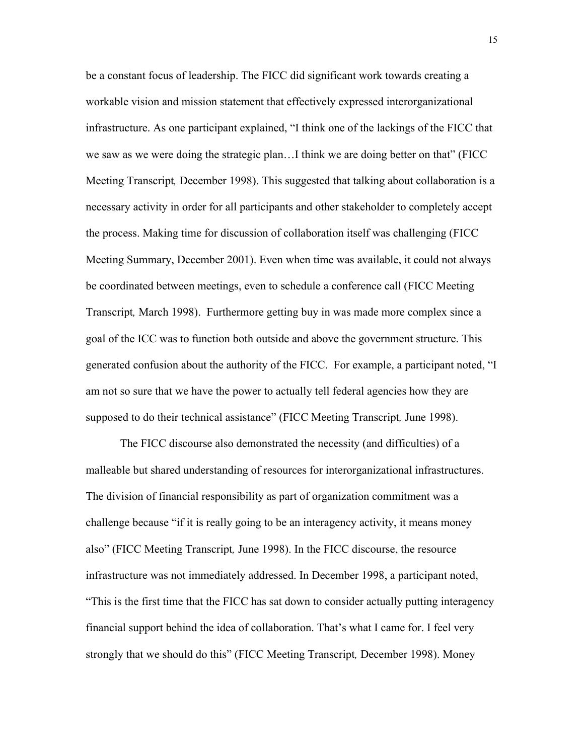be a constant focus of leadership. The FICC did significant work towards creating a workable vision and mission statement that effectively expressed interorganizational infrastructure. As one participant explained, "I think one of the lackings of the FICC that we saw as we were doing the strategic plan…I think we are doing better on that" (FICC Meeting Transcript*,* December 1998). This suggested that talking about collaboration is a necessary activity in order for all participants and other stakeholder to completely accept the process. Making time for discussion of collaboration itself was challenging (FICC Meeting Summary, December 2001). Even when time was available, it could not always be coordinated between meetings, even to schedule a conference call (FICC Meeting Transcript*,* March 1998). Furthermore getting buy in was made more complex since a goal of the ICC was to function both outside and above the government structure. This generated confusion about the authority of the FICC. For example, a participant noted, "I am not so sure that we have the power to actually tell federal agencies how they are supposed to do their technical assistance" (FICC Meeting Transcript*,* June 1998).

The FICC discourse also demonstrated the necessity (and difficulties) of a malleable but shared understanding of resources for interorganizational infrastructures. The division of financial responsibility as part of organization commitment was a challenge because "if it is really going to be an interagency activity, it means money also" (FICC Meeting Transcript*,* June 1998). In the FICC discourse, the resource infrastructure was not immediately addressed. In December 1998, a participant noted, "This is the first time that the FICC has sat down to consider actually putting interagency financial support behind the idea of collaboration. That's what I came for. I feel very strongly that we should do this" (FICC Meeting Transcript*,* December 1998). Money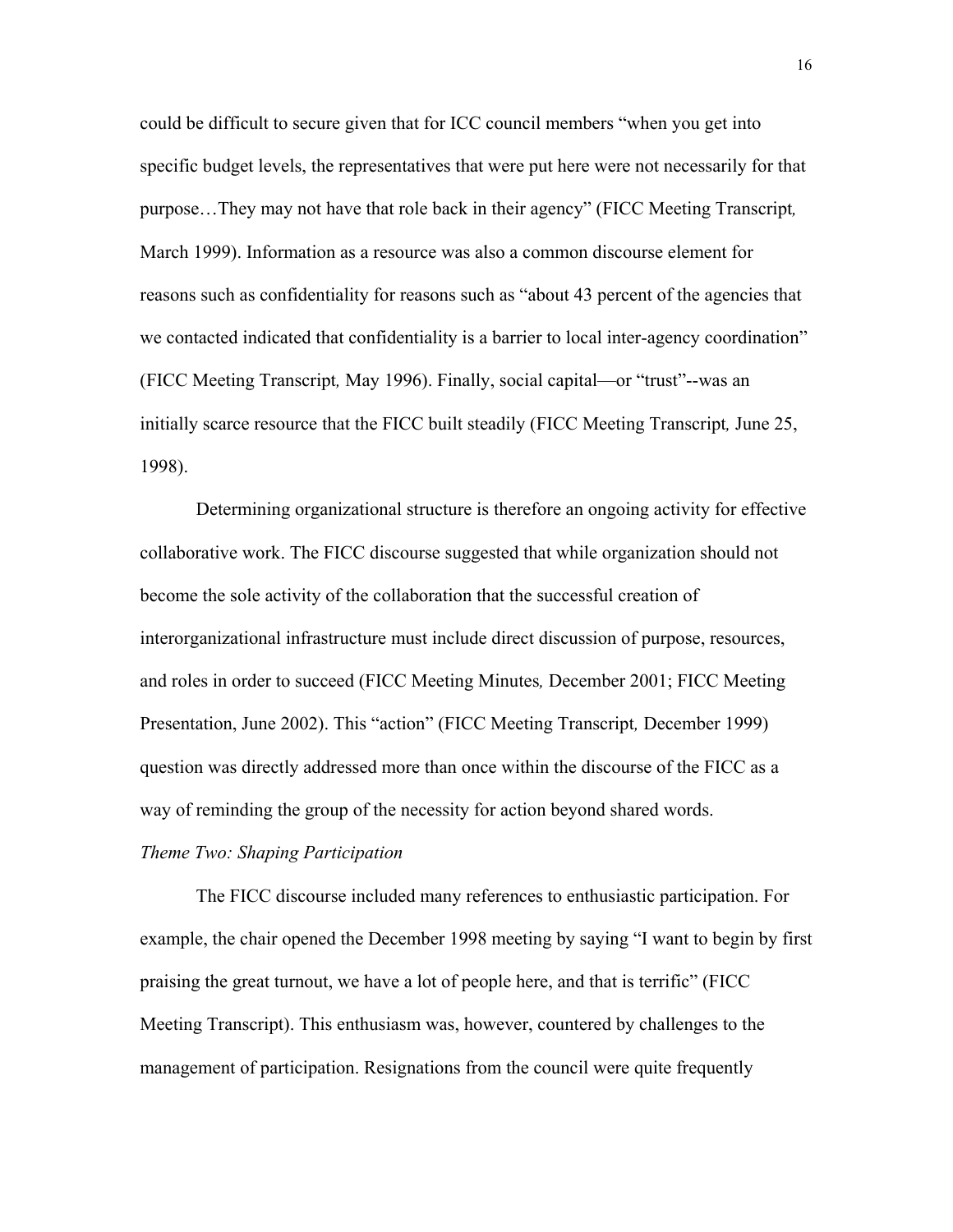could be difficult to secure given that for ICC council members "when you get into specific budget levels, the representatives that were put here were not necessarily for that purpose…They may not have that role back in their agency" (FICC Meeting Transcript*,* March 1999). Information as a resource was also a common discourse element for reasons such as confidentiality for reasons such as "about 43 percent of the agencies that we contacted indicated that confidentiality is a barrier to local inter-agency coordination" (FICC Meeting Transcript*,* May 1996). Finally, social capital—or "trust"--was an initially scarce resource that the FICC built steadily (FICC Meeting Transcript*,* June 25, 1998).

Determining organizational structure is therefore an ongoing activity for effective collaborative work. The FICC discourse suggested that while organization should not become the sole activity of the collaboration that the successful creation of interorganizational infrastructure must include direct discussion of purpose, resources, and roles in order to succeed (FICC Meeting Minutes*,* December 2001; FICC Meeting Presentation, June 2002). This "action" (FICC Meeting Transcript*,* December 1999) question was directly addressed more than once within the discourse of the FICC as a way of reminding the group of the necessity for action beyond shared words.

*Theme Two: Shaping Participation*

The FICC discourse included many references to enthusiastic participation. For example, the chair opened the December 1998 meeting by saying "I want to begin by first praising the great turnout, we have a lot of people here, and that is terrific" (FICC Meeting Transcript). This enthusiasm was, however, countered by challenges to the management of participation. Resignations from the council were quite frequently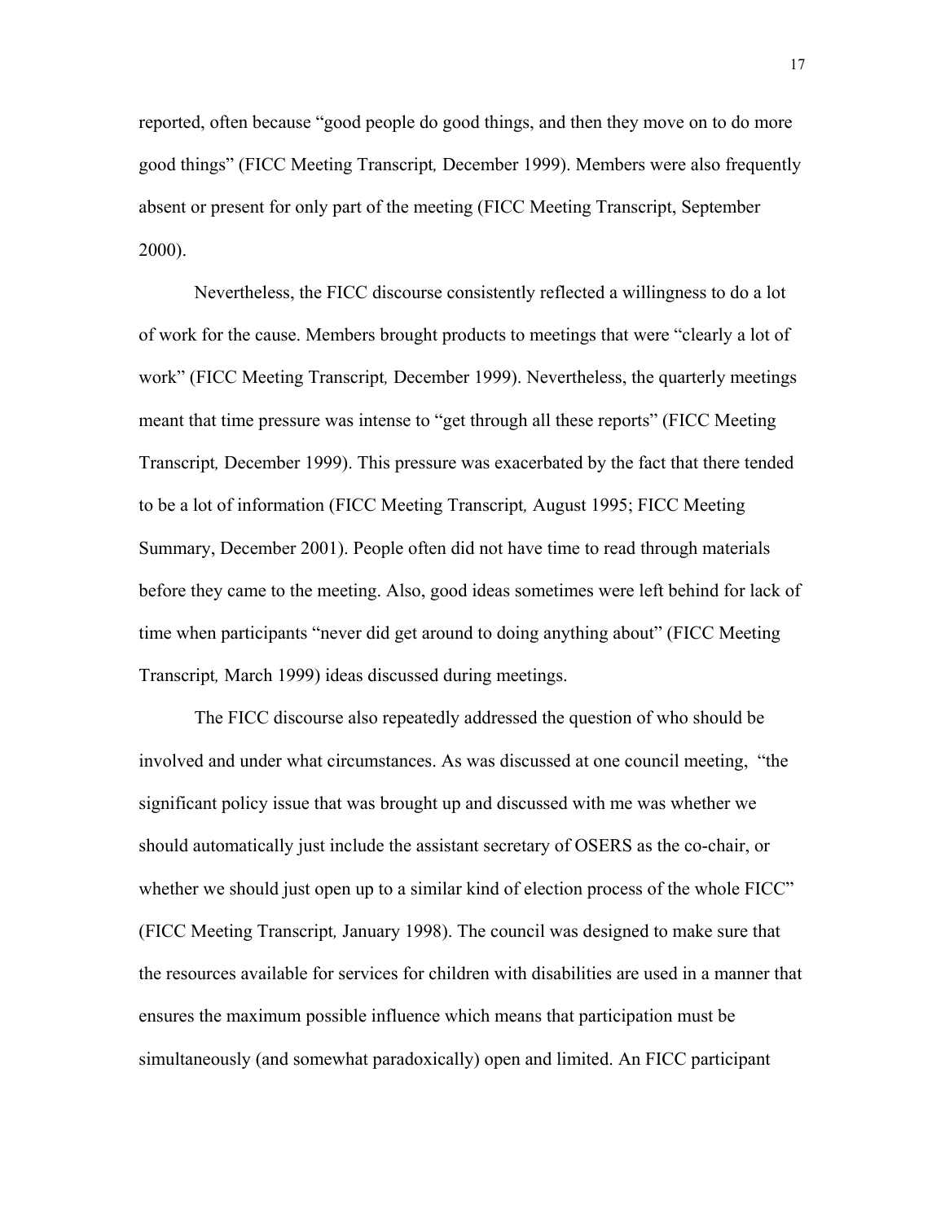reported, often because "good people do good things, and then they move on to do more good things" (FICC Meeting Transcript*,* December 1999). Members were also frequently absent or present for only part of the meeting (FICC Meeting Transcript, September 2000).

Nevertheless, the FICC discourse consistently reflected a willingness to do a lot of work for the cause. Members brought products to meetings that were "clearly a lot of work" (FICC Meeting Transcript*,* December 1999). Nevertheless, the quarterly meetings meant that time pressure was intense to "get through all these reports" (FICC Meeting Transcript*,* December 1999). This pressure was exacerbated by the fact that there tended to be a lot of information (FICC Meeting Transcript*,* August 1995; FICC Meeting Summary, December 2001). People often did not have time to read through materials before they came to the meeting. Also, good ideas sometimes were left behind for lack of time when participants "never did get around to doing anything about" (FICC Meeting Transcript*,* March 1999) ideas discussed during meetings.

The FICC discourse also repeatedly addressed the question of who should be involved and under what circumstances. As was discussed at one council meeting, "the significant policy issue that was brought up and discussed with me was whether we should automatically just include the assistant secretary of OSERS as the co-chair, or whether we should just open up to a similar kind of election process of the whole FICC" (FICC Meeting Transcript*,* January 1998). The council was designed to make sure that the resources available for services for children with disabilities are used in a manner that ensures the maximum possible influence which means that participation must be simultaneously (and somewhat paradoxically) open and limited. An FICC participant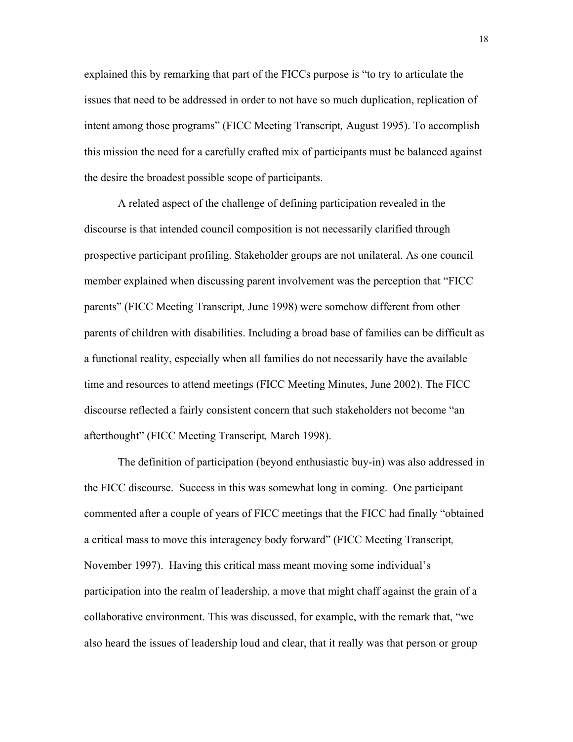explained this by remarking that part of the FICCs purpose is “to try to articulate the issues that need to be addressed in order to not have so much duplication, replication of intent among those programs” (FICC Meeting Transcript*,* August 1995). To accomplish this mission the need for a carefully crafted mix of participants must be balanced against the desire the broadest possible scope of participants.

A related aspect of the challenge of defining participation revealed in the discourse is that intended council composition is not necessarily clarified through prospective participant profiling. Stakeholder groups are not unilateral. As one council member explained when discussing parent involvement was the perception that “FICC parents” (FICC Meeting Transcript*,* June 1998) were somehow different from other parents of children with disabilities. Including a broad base of families can be difficult as a functional reality, especially when all families do not necessarily have the available time and resources to attend meetings (FICC Meeting Minutes, June 2002). The FICC discourse reflected a fairly consistent concern that such stakeholders not become “an afterthought” (FICC Meeting Transcript*,* March 1998).

The definition of participation (beyond enthusiastic buy-in) was also addressed in the FICC discourse. Success in this was somewhat long in coming. One participant commented after a couple of years of FICC meetings that the FICC had finally “obtained a critical mass to move this interagency body forward” (FICC Meeting Transcript*,* November 1997). Having this critical mass meant moving some individual’s participation into the realm of leadership, a move that might chaff against the grain of a collaborative environment. This was discussed, for example, with the remark that, “we also heard the issues of leadership loud and clear, that it really was that person or group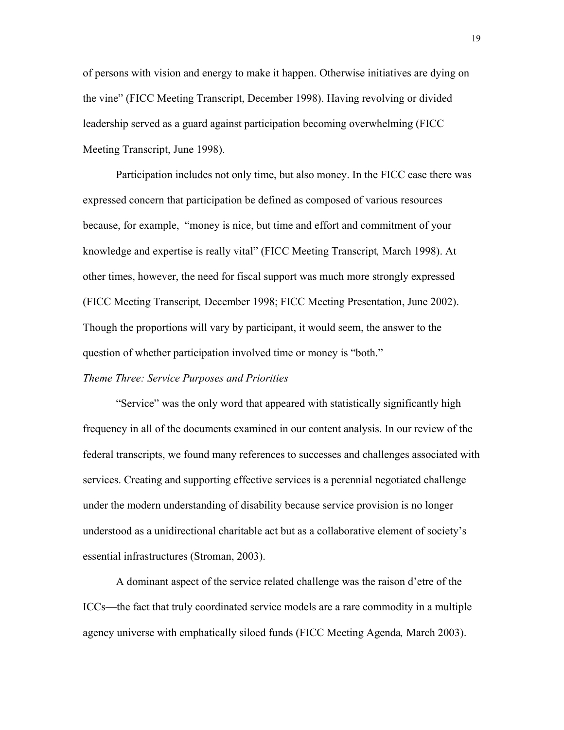of persons with vision and energy to make it happen. Otherwise initiatives are dying on the vine" (FICC Meeting Transcript, December 1998). Having revolving or divided leadership served as a guard against participation becoming overwhelming (FICC Meeting Transcript, June 1998).

Participation includes not only time, but also money. In the FICC case there was expressed concern that participation be defined as composed of various resources because, for example, "money is nice, but time and effort and commitment of your knowledge and expertise is really vital" (FICC Meeting Transcript*,* March 1998). At other times, however, the need for fiscal support was much more strongly expressed (FICC Meeting Transcript*,* December 1998; FICC Meeting Presentation, June 2002). Though the proportions will vary by participant, it would seem, the answer to the question of whether participation involved time or money is "both."

*Theme Three: Service Purposes and Priorities*

"Service" was the only word that appeared with statistically significantly high frequency in all of the documents examined in our content analysis. In our review of the federal transcripts, we found many references to successes and challenges associated with services. Creating and supporting effective services is a perennial negotiated challenge under the modern understanding of disability because service provision is no longer understood as a unidirectional charitable act but as a collaborative element of society's essential infrastructures (Stroman, 2003).

A dominant aspect of the service related challenge was the raison d'etre of the ICCs—the fact that truly coordinated service models are a rare commodity in a multiple agency universe with emphatically siloed funds (FICC Meeting Agenda*,* March 2003).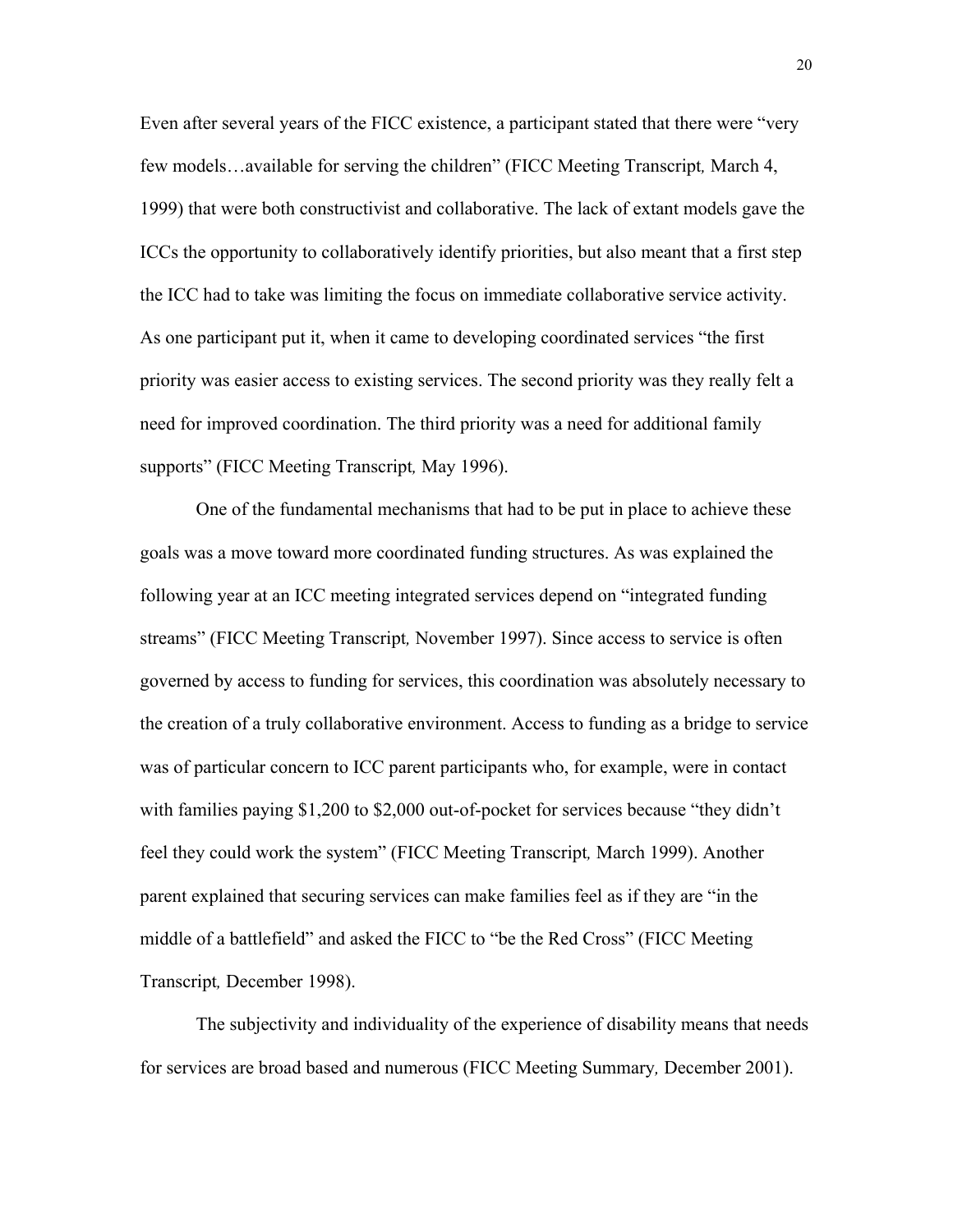Even after several years of the FICC existence, a participant stated that there were "very few models…available for serving the children" (FICC Meeting Transcript*,* March 4, 1999) that were both constructivist and collaborative. The lack of extant models gave the ICCs the opportunity to collaboratively identify priorities, but also meant that a first step the ICC had to take was limiting the focus on immediate collaborative service activity. As one participant put it, when it came to developing coordinated services "the first priority was easier access to existing services. The second priority was they really felt a need for improved coordination. The third priority was a need for additional family supports" (FICC Meeting Transcript*,* May 1996).

One of the fundamental mechanisms that had to be put in place to achieve these goals was a move toward more coordinated funding structures. As was explained the following year at an ICC meeting integrated services depend on "integrated funding streams" (FICC Meeting Transcript*,* November 1997). Since access to service is often governed by access to funding for services, this coordination was absolutely necessary to the creation of a truly collaborative environment. Access to funding as a bridge to service was of particular concern to ICC parent participants who, for example, were in contact with families paying $1,200 to $2,000 out-of-pocket for services because "they didn't feel they could work the system" (FICC Meeting Transcript*,* March 1999). Another parent explained that securing services can make families feel as if they are "in the middle of a battlefield" and asked the FICC to "be the Red Cross" (FICC Meeting Transcript*,* December 1998).

The subjectivity and individuality of the experience of disability means that needs for services are broad based and numerous (FICC Meeting Summary*,* December 2001).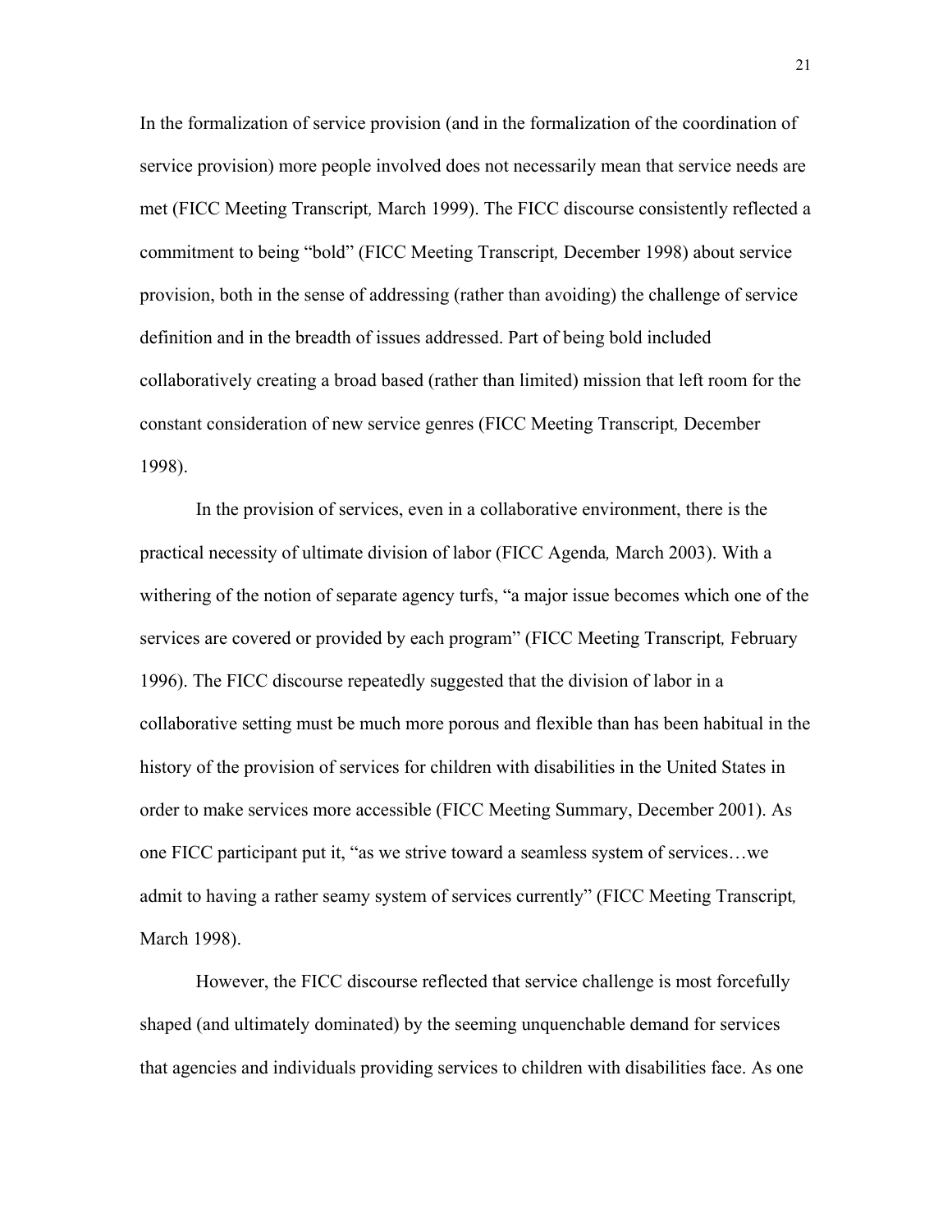In the formalization of service provision (and in the formalization of the coordination of service provision) more people involved does not necessarily mean that service needs are met (FICC Meeting Transcript*,* March 1999). The FICC discourse consistently reflected a commitment to being "bold" (FICC Meeting Transcript*,* December 1998) about service provision, both in the sense of addressing (rather than avoiding) the challenge of service definition and in the breadth of issues addressed. Part of being bold included collaboratively creating a broad based (rather than limited) mission that left room for the constant consideration of new service genres (FICC Meeting Transcript*,* December 1998).

In the provision of services, even in a collaborative environment, there is the practical necessity of ultimate division of labor (FICC Agenda*,* March 2003). With a withering of the notion of separate agency turfs, "a major issue becomes which one of the services are covered or provided by each program" (FICC Meeting Transcript*,* February 1996). The FICC discourse repeatedly suggested that the division of labor in a collaborative setting must be much more porous and flexible than has been habitual in the history of the provision of services for children with disabilities in the United States in order to make services more accessible (FICC Meeting Summary, December 2001). As one FICC participant put it, "as we strive toward a seamless system of services…we admit to having a rather seamy system of services currently" (FICC Meeting Transcript*,* March 1998).

However, the FICC discourse reflected that service challenge is most forcefully shaped (and ultimately dominated) by the seeming unquenchable demand for services that agencies and individuals providing services to children with disabilities face. As one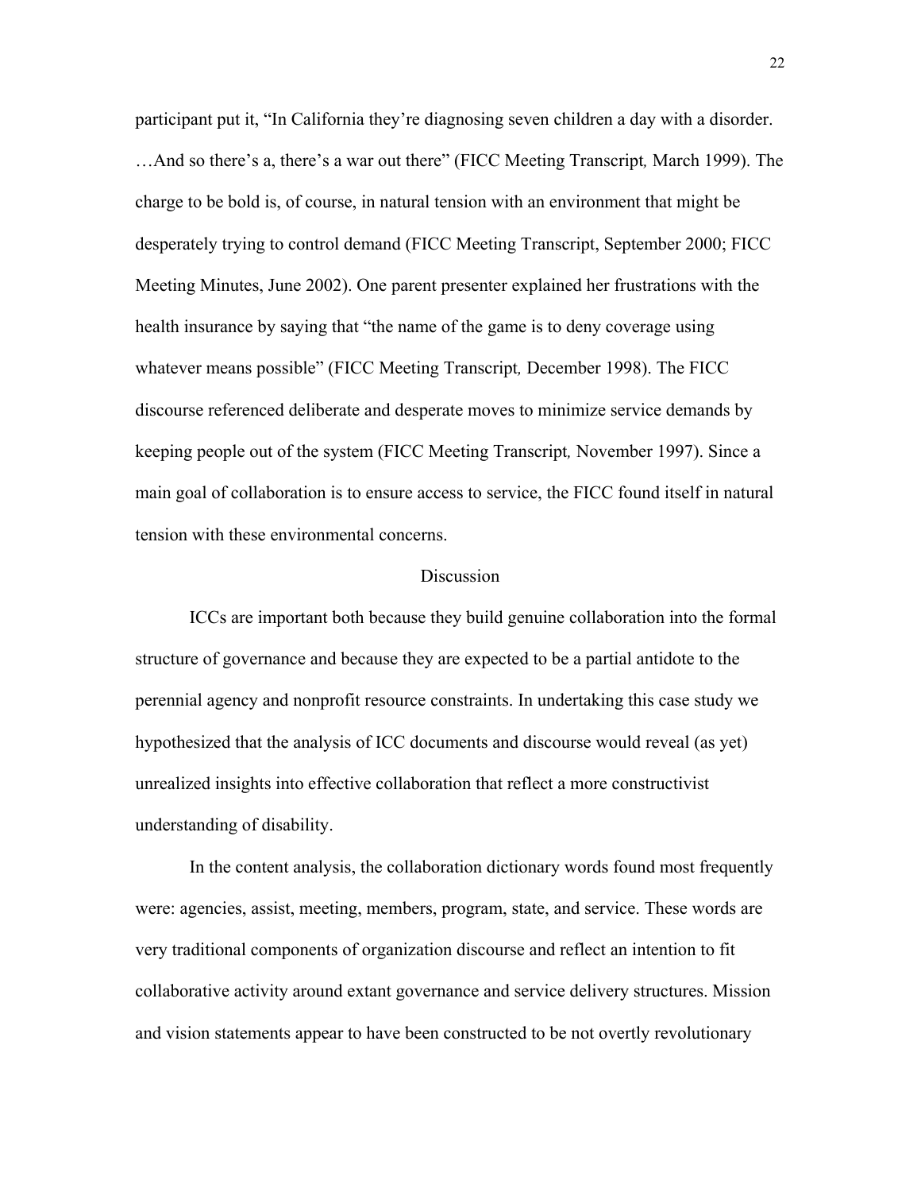participant put it, "In California they're diagnosing seven children a day with a disorder. …And so there's a, there's a war out there" (FICC Meeting Transcript*,* March 1999). The charge to be bold is, of course, in natural tension with an environment that might be desperately trying to control demand (FICC Meeting Transcript, September 2000; FICC Meeting Minutes, June 2002). One parent presenter explained her frustrations with the health insurance by saying that "the name of the game is to deny coverage using whatever means possible" (FICC Meeting Transcript*,* December 1998). The FICC discourse referenced deliberate and desperate moves to minimize service demands by keeping people out of the system (FICC Meeting Transcript*,* November 1997). Since a main goal of collaboration is to ensure access to service, the FICC found itself in natural tension with these environmental concerns.

## Discussion

ICCs are important both because they build genuine collaboration into the formal structure of governance and because they are expected to be a partial antidote to the perennial agency and nonprofit resource constraints. In undertaking this case study we hypothesized that the analysis of ICC documents and discourse would reveal (as yet) unrealized insights into effective collaboration that reflect a more constructivist understanding of disability.

In the content analysis, the collaboration dictionary words found most frequently were: agencies, assist, meeting, members, program, state, and service. These words are very traditional components of organization discourse and reflect an intention to fit collaborative activity around extant governance and service delivery structures. Mission and vision statements appear to have been constructed to be not overtly revolutionary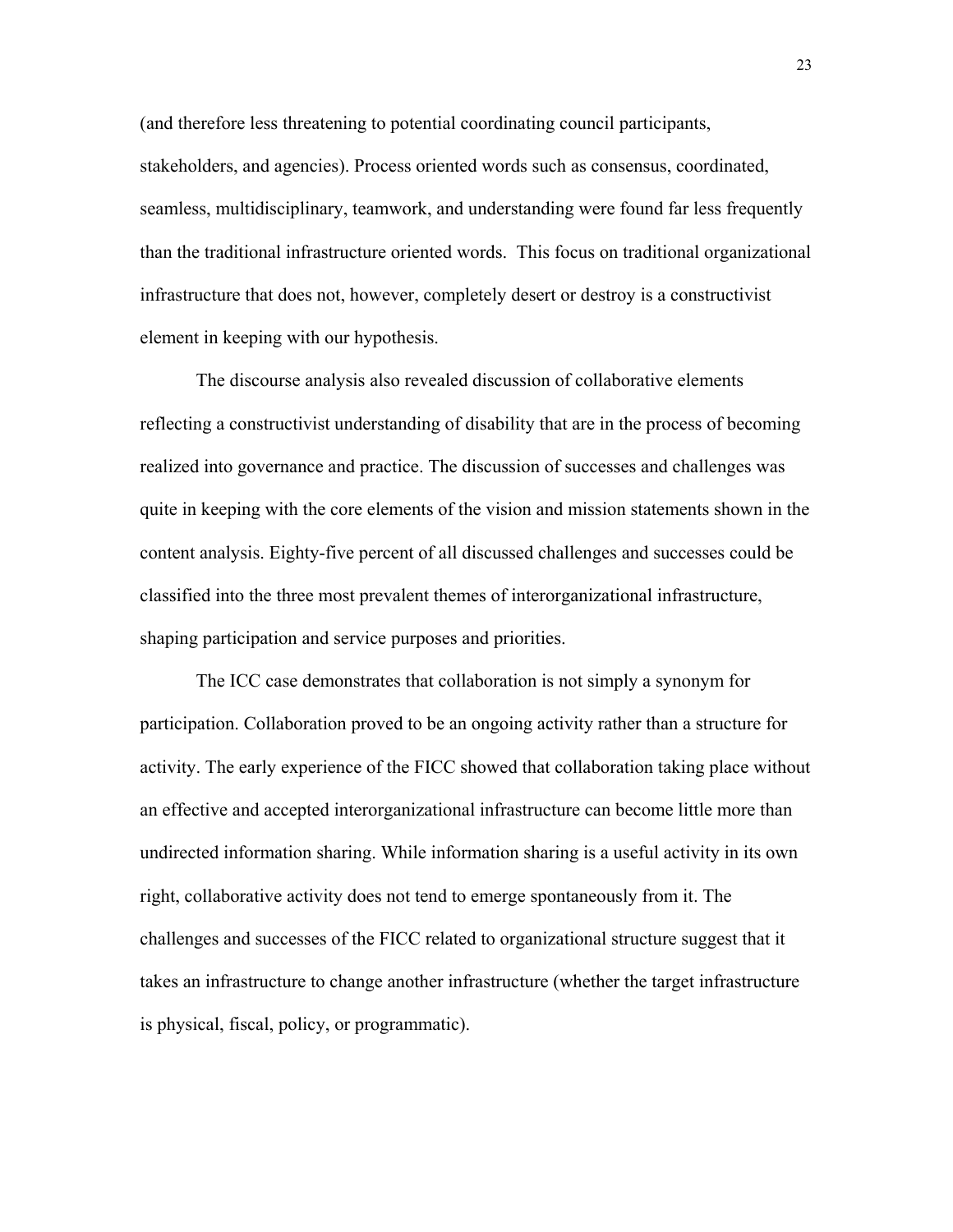(and therefore less threatening to potential coordinating council participants, stakeholders, and agencies). Process oriented words such as consensus, coordinated, seamless, multidisciplinary, teamwork, and understanding were found far less frequently than the traditional infrastructure oriented words.  This focus on traditional organizational infrastructure that does not, however, completely desert or destroy is a constructivist element in keeping with our hypothesis.

The discourse analysis also revealed discussion of collaborative elements reflecting a constructivist understanding of disability that are in the process of becoming realized into governance and practice. The discussion of successes and challenges was quite in keeping with the core elements of the vision and mission statements shown in the content analysis. Eighty-five percent of all discussed challenges and successes could be classified into the three most prevalent themes of interorganizational infrastructure, shaping participation and service purposes and priorities.

The ICC case demonstrates that collaboration is not simply a synonym for participation. Collaboration proved to be an ongoing activity rather than a structure for activity. The early experience of the FICC showed that collaboration taking place without an effective and accepted interorganizational infrastructure can become little more than undirected information sharing. While information sharing is a useful activity in its own right, collaborative activity does not tend to emerge spontaneously from it. The challenges and successes of the FICC related to organizational structure suggest that it takes an infrastructure to change another infrastructure (whether the target infrastructure is physical, fiscal, policy, or programmatic).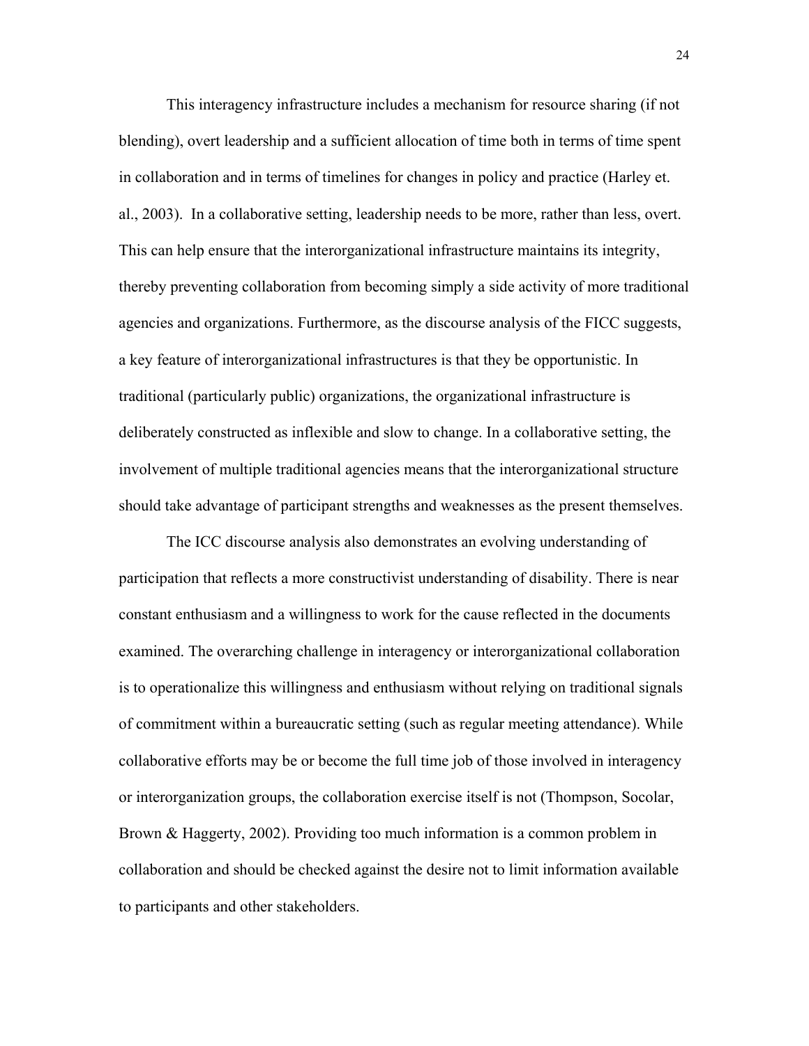This interagency infrastructure includes a mechanism for resource sharing (if not blending), overt leadership and a sufficient allocation of time both in terms of time spent in collaboration and in terms of timelines for changes in policy and practice (Harley et. al., 2003). In a collaborative setting, leadership needs to be more, rather than less, overt. This can help ensure that the interorganizational infrastructure maintains its integrity, thereby preventing collaboration from becoming simply a side activity of more traditional agencies and organizations. Furthermore, as the discourse analysis of the FICC suggests, a key feature of interorganizational infrastructures is that they be opportunistic. In traditional (particularly public) organizations, the organizational infrastructure is deliberately constructed as inflexible and slow to change. In a collaborative setting, the involvement of multiple traditional agencies means that the interorganizational structure should take advantage of participant strengths and weaknesses as the present themselves.

The ICC discourse analysis also demonstrates an evolving understanding of participation that reflects a more constructivist understanding of disability. There is near constant enthusiasm and a willingness to work for the cause reflected in the documents examined. The overarching challenge in interagency or interorganizational collaboration is to operationalize this willingness and enthusiasm without relying on traditional signals of commitment within a bureaucratic setting (such as regular meeting attendance). While collaborative efforts may be or become the full time job of those involved in interagency or interorganization groups, the collaboration exercise itself is not (Thompson, Socolar, Brown & Haggerty, 2002). Providing too much information is a common problem in collaboration and should be checked against the desire not to limit information available to participants and other stakeholders.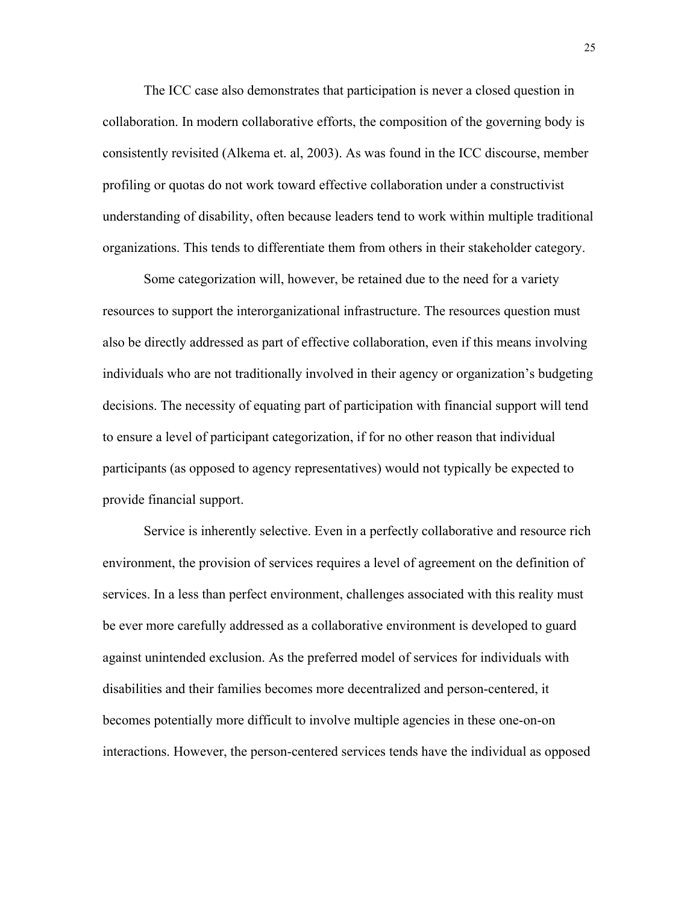The ICC case also demonstrates that participation is never a closed question in collaboration. In modern collaborative efforts, the composition of the governing body is consistently revisited (Alkema et. al, 2003). As was found in the ICC discourse, member profiling or quotas do not work toward effective collaboration under a constructivist understanding of disability, often because leaders tend to work within multiple traditional organizations. This tends to differentiate them from others in their stakeholder category.

Some categorization will, however, be retained due to the need for a variety resources to support the interorganizational infrastructure. The resources question must also be directly addressed as part of effective collaboration, even if this means involving individuals who are not traditionally involved in their agency or organization's budgeting decisions. The necessity of equating part of participation with financial support will tend to ensure a level of participant categorization, if for no other reason that individual participants (as opposed to agency representatives) would not typically be expected to provide financial support.

Service is inherently selective. Even in a perfectly collaborative and resource rich environment, the provision of services requires a level of agreement on the definition of services. In a less than perfect environment, challenges associated with this reality must be ever more carefully addressed as a collaborative environment is developed to guard against unintended exclusion. As the preferred model of services for individuals with disabilities and their families becomes more decentralized and person-centered, it becomes potentially more difficult to involve multiple agencies in these one-on-on interactions. However, the person-centered services tends have the individual as opposed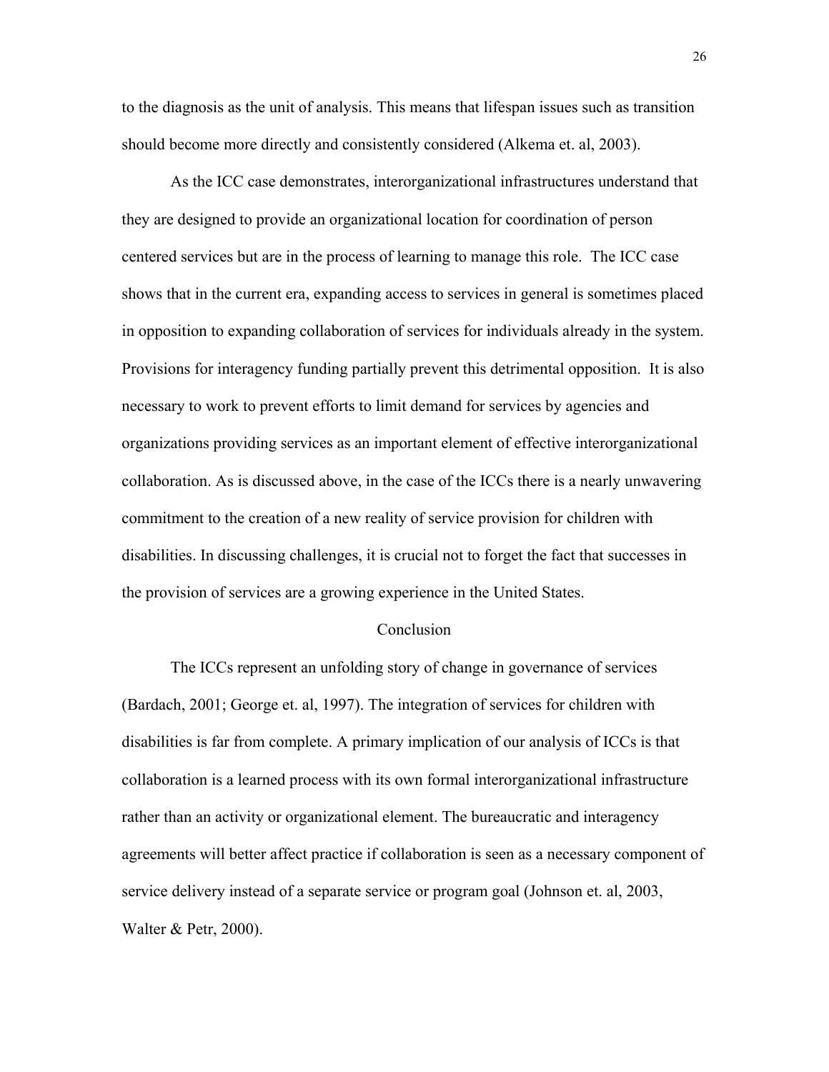to the diagnosis as the unit of analysis. This means that lifespan issues such as transition should become more directly and consistently considered (Alkema et. al, 2003).

As the ICC case demonstrates, interorganizational infrastructures understand that they are designed to provide an organizational location for coordination of person centered services but are in the process of learning to manage this role. The ICC case shows that in the current era, expanding access to services in general is sometimes placed in opposition to expanding collaboration of services for individuals already in the system. Provisions for interagency funding partially prevent this detrimental opposition. It is also necessary to work to prevent efforts to limit demand for services by agencies and organizations providing services as an important element of effective interorganizational collaboration. As is discussed above, in the case of the ICCs there is a nearly unwavering commitment to the creation of a new reality of service provision for children with disabilities. In discussing challenges, it is crucial not to forget the fact that successes in the provision of services are a growing experience in the United States.

## Conclusion

The ICCs represent an unfolding story of change in governance of services (Bardach, 2001; George et. al, 1997). The integration of services for children with disabilities is far from complete. A primary implication of our analysis of ICCs is that collaboration is a learned process with its own formal interorganizational infrastructure rather than an activity or organizational element. The bureaucratic and interagency agreements will better affect practice if collaboration is seen as a necessary component of service delivery instead of a separate service or program goal (Johnson et. al, 2003, Walter & Petr, 2000).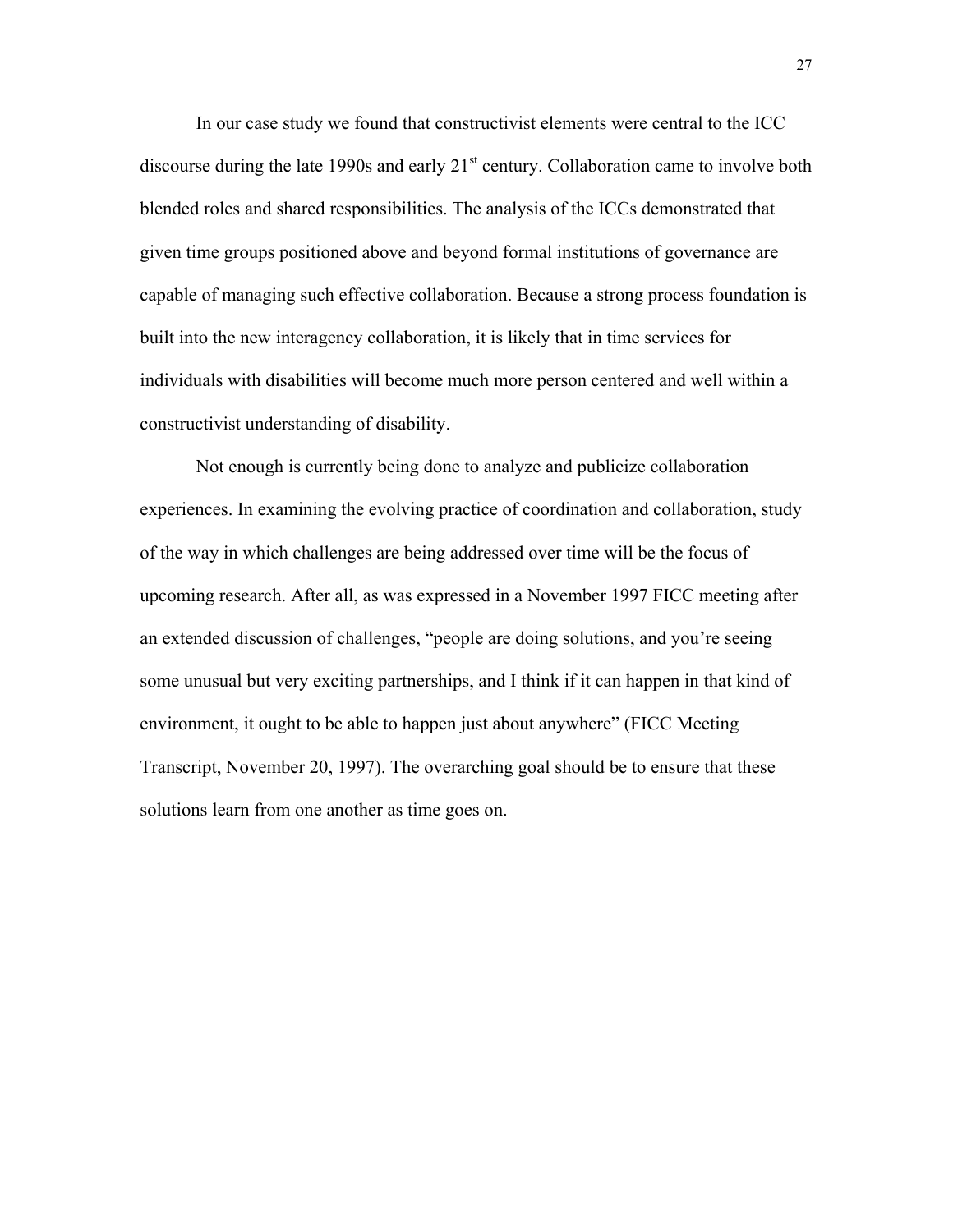In our case study we found that constructivist elements were central to the ICC discourse during the late 1990s and early 21st century. Collaboration came to involve both blended roles and shared responsibilities. The analysis of the ICCs demonstrated that given time groups positioned above and beyond formal institutions of governance are capable of managing such effective collaboration. Because a strong process foundation is built into the new interagency collaboration, it is likely that in time services for individuals with disabilities will become much more person centered and well within a constructivist understanding of disability.

Not enough is currently being done to analyze and publicize collaboration experiences. In examining the evolving practice of coordination and collaboration, study of the way in which challenges are being addressed over time will be the focus of upcoming research. After all, as was expressed in a November 1997 FICC meeting after an extended discussion of challenges, "people are doing solutions, and you're seeing some unusual but very exciting partnerships, and I think if it can happen in that kind of environment, it ought to be able to happen just about anywhere" (FICC Meeting Transcript, November 20, 1997). The overarching goal should be to ensure that these solutions learn from one another as time goes on.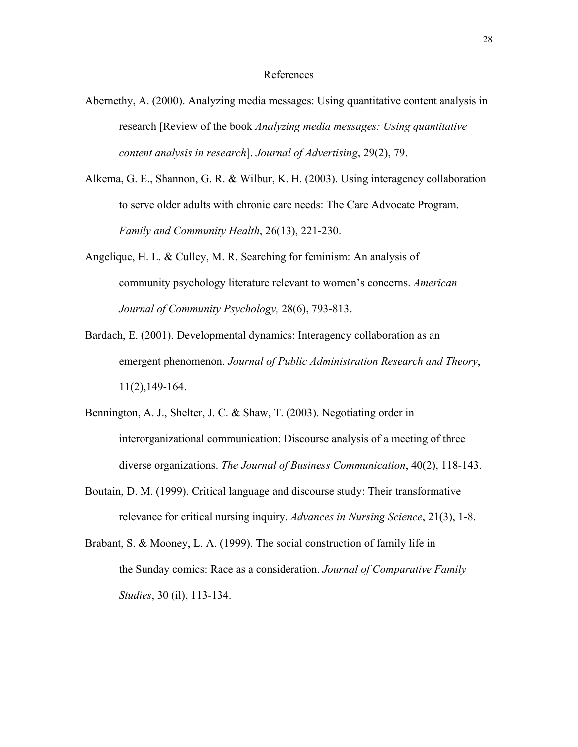# References

Abernethy, A. (2000). Analyzing media messages: Using quantitative content analysis in research [Review of the book *Analyzing media messages: Using quantitative content analysis in research*]. *Journal of Advertising*, 29(2), 79.

Alkema, G. E., Shannon, G. R. & Wilbur, K. H. (2003). Using interagency collaboration to serve older adults with chronic care needs: The Care Advocate Program. *Family and Community Health*, 26(13), 221-230.

Angelique, H. L. & Culley, M. R. Searching for feminism: An analysis of community psychology literature relevant to women's concerns. *American Journal of Community Psychology,* 28(6), 793-813.

Bardach, E. (2001). Developmental dynamics: Interagency collaboration as an emergent phenomenon. *Journal of Public Administration Research and Theory*, 11(2),149-164.

Bennington, A. J., Shelter, J. C. & Shaw, T. (2003). Negotiating order in interorganizational communication: Discourse analysis of a meeting of three diverse organizations. *The Journal of Business Communication*, 40(2), 118-143.

Boutain, D. M. (1999). Critical language and discourse study: Their transformative relevance for critical nursing inquiry. *Advances in Nursing Science*, 21(3), 1-8.

Brabant, S. & Mooney, L. A. (1999). The social construction of family life in the Sunday comics: Race as a consideration. *Journal of Comparative Family Studies*, 30 (il), 113-134.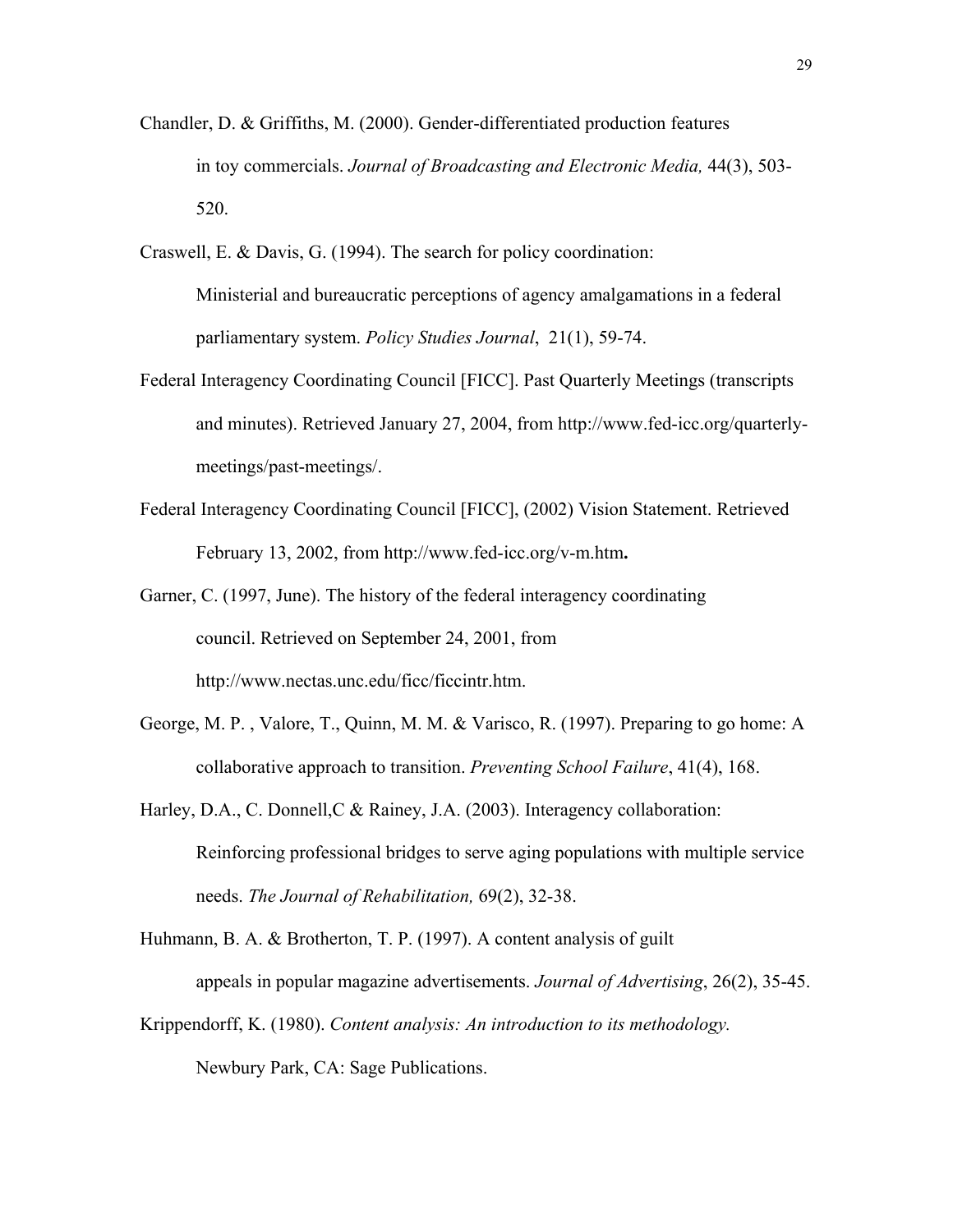Chandler, D. & Griffiths, M. (2000). Gender-differentiated production features in toy commercials. *Journal of Broadcasting and Electronic Media,* 44(3), 503-520.

Craswell, E. & Davis, G. (1994). The search for policy coordination: Ministerial and bureaucratic perceptions of agency amalgamations in a federal parliamentary system. *Policy Studies Journal*, 21(1), 59-74.

Federal Interagency Coordinating Council [FICC]. Past Quarterly Meetings (transcripts and minutes). Retrieved January 27, 2004, from http://www.fed-icc.org/quarterly-meetings/past-meetings/.

Federal Interagency Coordinating Council [FICC], (2002) Vision Statement. Retrieved February 13, 2002, from http://www.fed-icc.org/v-m.htm**.**

Garner, C. (1997, June). The history of the federal interagency coordinating council. Retrieved on September 24, 2001, from http://www.nectas.unc.edu/ficc/ficcintr.htm.

George, M. P. , Valore, T., Quinn, M. M. & Varisco, R. (1997). Preparing to go home: A collaborative approach to transition. *Preventing School Failure*, 41(4), 168.

Harley, D.A., C. Donnell,C & Rainey, J.A. (2003). Interagency collaboration: Reinforcing professional bridges to serve aging populations with multiple service needs. *The Journal of Rehabilitation,* 69(2), 32-38.

Huhmann, B. A. & Brotherton, T. P. (1997). A content analysis of guilt appeals in popular magazine advertisements. *Journal of Advertising*, 26(2), 35-45.

Krippendorff, K. (1980). *Content analysis: An introduction to its methodology.* Newbury Park, CA: Sage Publications.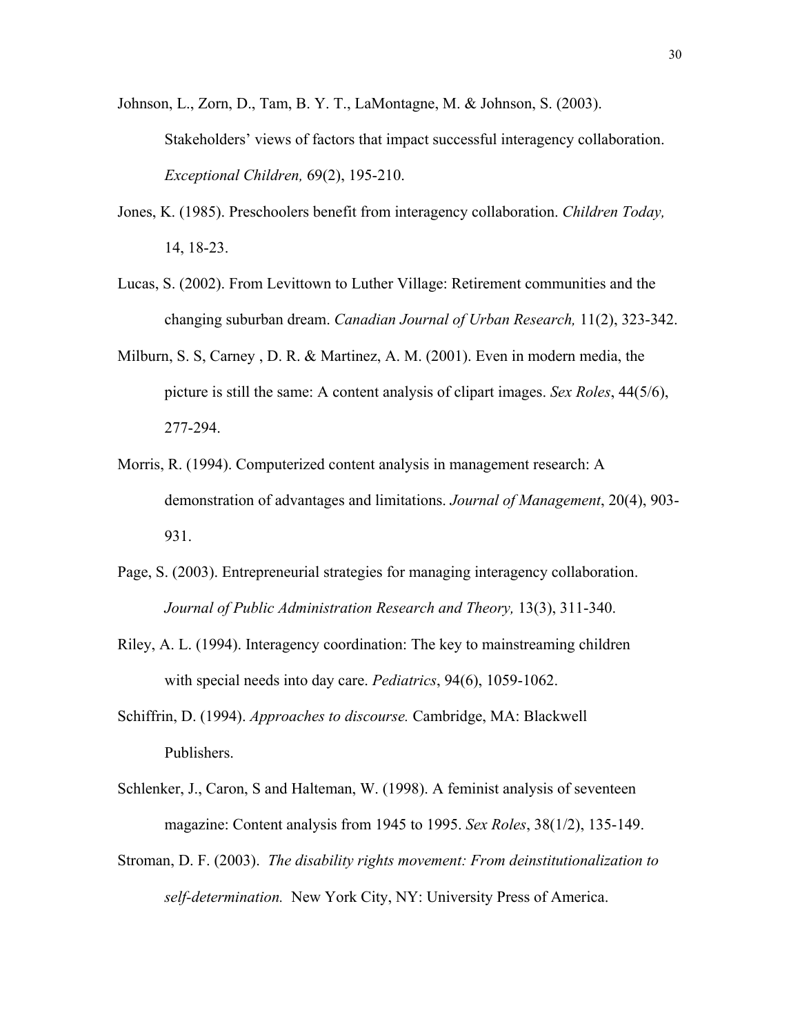Johnson, L., Zorn, D., Tam, B. Y. T., LaMontagne, M. & Johnson, S. (2003). Stakeholders' views of factors that impact successful interagency collaboration. *Exceptional Children,* 69(2), 195-210.

Jones, K. (1985). Preschoolers benefit from interagency collaboration. *Children Today,* 14, 18-23.

Lucas, S. (2002). From Levittown to Luther Village: Retirement communities and the changing suburban dream. *Canadian Journal of Urban Research,* 11(2), 323-342.

Milburn, S. S, Carney , D. R. & Martinez, A. M. (2001). Even in modern media, the picture is still the same: A content analysis of clipart images. *Sex Roles*, 44(5/6), 277-294.

Morris, R. (1994). Computerized content analysis in management research: A demonstration of advantages and limitations. *Journal of Management*, 20(4), 903-931.

Page, S. (2003). Entrepreneurial strategies for managing interagency collaboration. *Journal of Public Administration Research and Theory,* 13(3), 311-340.

Riley, A. L. (1994). Interagency coordination: The key to mainstreaming children with special needs into day care. *Pediatrics*, 94(6), 1059-1062.

Schiffrin, D. (1994). *Approaches to discourse.* Cambridge, MA: Blackwell Publishers.

Schlenker, J., Caron, S and Halteman, W. (1998). A feminist analysis of seventeen magazine: Content analysis from 1945 to 1995. *Sex Roles*, 38(1/2), 135-149.

Stroman, D. F. (2003). *The disability rights movement: From deinstitutionalization to self-determination.* New York City, NY: University Press of America.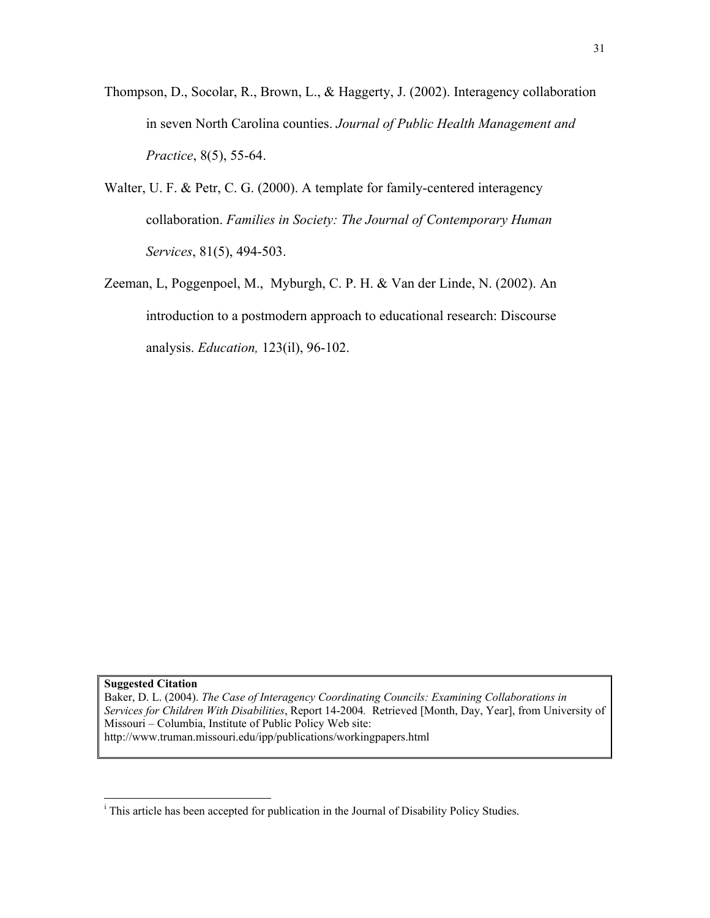Thompson, D., Socolar, R., Brown, L., & Haggerty, J. (2002). Interagency collaboration in seven North Carolina counties. *Journal of Public Health Management and Practice*, 8(5), 55-64.

Walter, U. F. & Petr, C. G. (2000). A template for family-centered interagency collaboration. *Families in Society: The Journal of Contemporary Human Services*, 81(5), 494-503.

Zeeman, L, Poggenpoel, M., Myburgh, C. P. H. & Van der Linde, N. (2002). An introduction to a postmodern approach to educational research: Discourse analysis. *Education,* 123(il), 96-102.

**Suggested Citation**
Baker, D. L. (2004). *The Case of Interagency Coordinating Councils: Examining Collaborations in Services for Children With Disabilities*, Report 14-2004. Retrieved [Month, Day, Year], from University of Missouri – Columbia, Institute of Public Policy Web site: http://www.truman.missouri.edu/ipp/publications/workingpapers.html

[i] This article has been accepted for publication in the Journal of Disability Policy Studies.